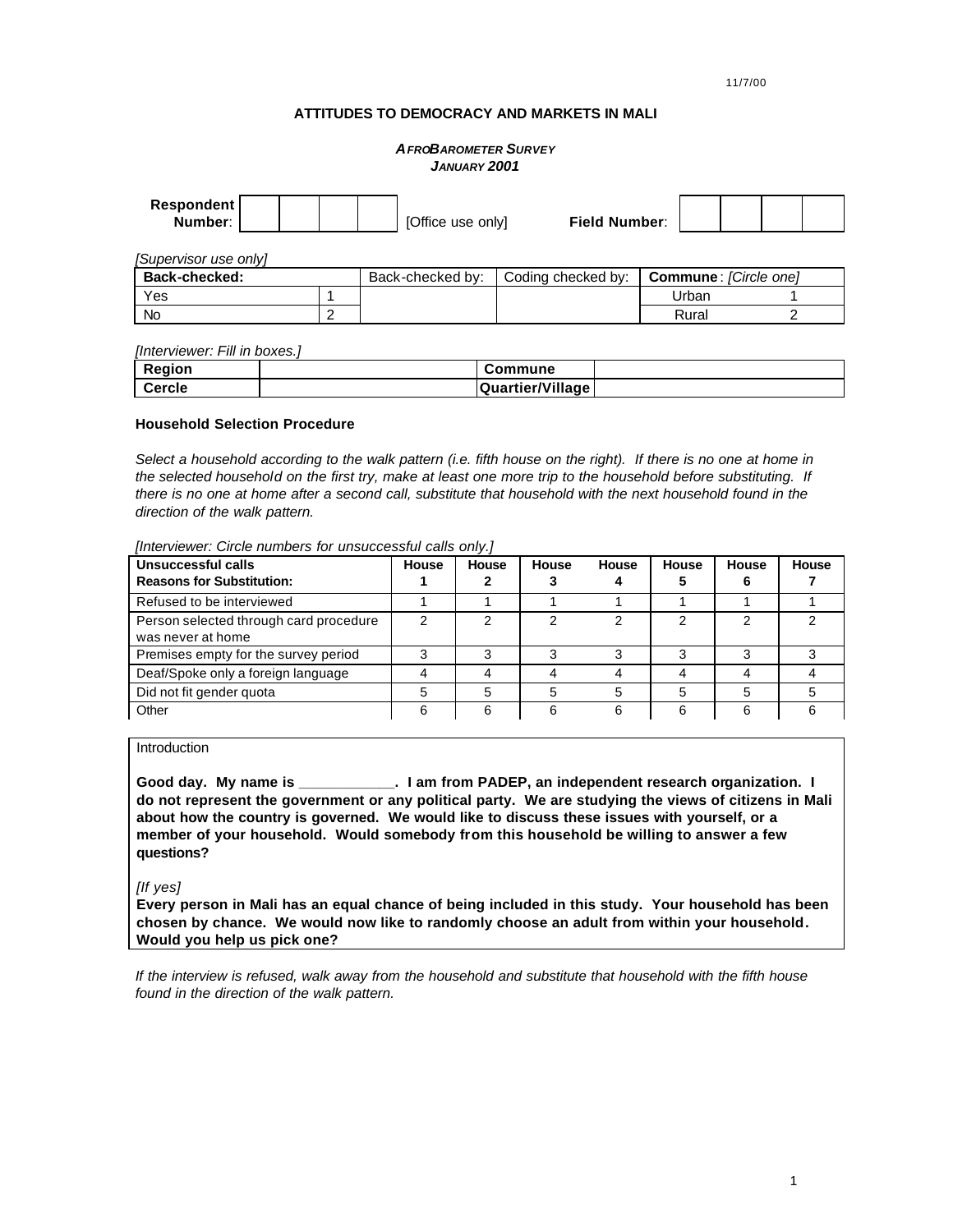11/7/00

# ATTITUDES TO DEMOCRACY AND MARKETS IN MALI

***AFROBAROMETER SURVEY***
***JANUARY 2001***

| **Respondent Number**: | | | | | [Office use only] | **Field Number**: | | | | |
|---|---|---|---|---|---|---|---|---|---|---|

*[Supervisor use only]*

| **Back-checked:** | | Back-checked by: | Coding checked by: | **Commune**: *[Circle one]* | |
|---|---|---|---|---|---|
| Yes | 1 | | | Urban | 1 |
| No | 2 | | | Rural | 2 |

*[Interviewer: Fill in boxes.]*

| **Region** | | **Commune** | |
|---|---|---|---|
| **Cercle** | | **Quartier/Village** | |

**Household Selection Procedure**

*Select a household according to the walk pattern (i.e. fifth house on the right). If there is no one at home in the selected household on the first try, make at least one more trip to the household before substituting. If there is no one at home after a second call, substitute that household with the next household found in the direction of the walk pattern.*

*[Interviewer: Circle numbers for unsuccessful calls only.]*

| **Unsuccessful calls Reasons for Substitution:** | **House 1** | **House 2** | **House 3** | **House 4** | **House 5** | **House 6** | **House 7** |
|---|---|---|---|---|---|---|---|
| Refused to be interviewed | 1 | 1 | 1 | 1 | 1 | 1 | 1 |
| Person selected through card procedure was never at home | 2 | 2 | 2 | 2 | 2 | 2 | 2 |
| Premises empty for the survey period | 3 | 3 | 3 | 3 | 3 | 3 | 3 |
| Deaf/Spoke only a foreign language | 4 | 4 | 4 | 4 | 4 | 4 | 4 |
| Did not fit gender quota | 5 | 5 | 5 | 5 | 5 | 5 | 5 |
| Other | 6 | 6 | 6 | 6 | 6 | 6 | 6 |

Introduction

**Good day. My name is ____________. I am from PADEP, an independent research organization. I do not represent the government or any political party. We are studying the views of citizens in Mali about how the country is governed. We would like to discuss these issues with yourself, or a member of your household. Would somebody from this household be willing to answer a few questions?**

*[If yes]*

**Every person in Mali has an equal chance of being included in this study. Your household has been chosen by chance. We would now like to randomly choose an adult from within your household. Would you help us pick one?**

*If the interview is refused, walk away from the household and substitute that household with the fifth house found in the direction of the walk pattern.*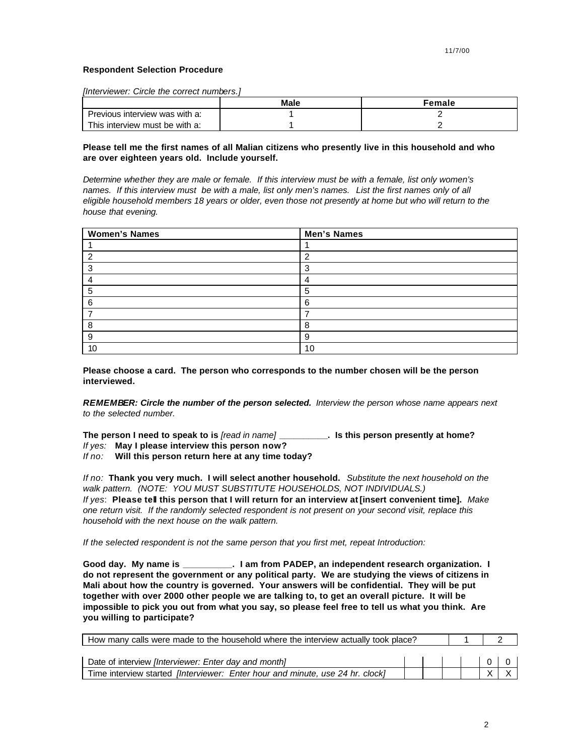11/7/00

**Respondent Selection Procedure**

*[Interviewer: Circle the correct numbers.]*

| | Male | Female |
|---|---|---|
| Previous interview was with a: | 1 | 2 |
| This interview must be with a: | 1 | 2 |

**Please tell me the first names of all Malian citizens who presently live in this household and who are over eighteen years old. Include yourself.**

*Determine whether they are male or female. If this interview must be with a female, list only women's names. If this interview must be with a male, list only men's names. List the first names only of all eligible household members 18 years or older, even those not presently at home but who will return to the house that evening.*

| Women's Names | Men's Names |
|---|---|
| 1 | 1 |
| 2 | 2 |
| 3 | 3 |
| 4 | 4 |
| 5 | 5 |
| 6 | 6 |
| 7 | 7 |
| 8 | 8 |
| 9 | 9 |
| 10 | 10 |

**Please choose a card. The person who corresponds to the number chosen will be the person interviewed.**

***REMEMBER: Circle the number of the person selected.*** *Interview the person whose name appears next to the selected number.*

**The person I need to speak to is** *[read in name]* **__________. Is this person presently at home?**
*If yes:* **May I please interview this person now?**
*If no:* **Will this person return here at any time today?**

*If no:* **Thank you very much. I will select another household.** *Substitute the next household on the walk pattern. (NOTE: YOU MUST SUBSTITUTE HOUSEHOLDS, NOT INDIVIDUALS.)*
*If yes*: **Please tell this person that I will return for an interview at [insert convenient time].** *Make one return visit. If the randomly selected respondent is not present on your second visit, replace this household with the next house on the walk pattern.*

*If the selected respondent is not the same person that you first met, repeat Introduction:*

**Good day. My name is __________. I am from PADEP, an independent research organization. I do not represent the government or any political party. We are studying the views of citizens in Mali about how the country is governed. Your answers will be confidential. They will be put together with over 2000 other people we are talking to, to get an overall picture. It will be impossible to pick you out from what you say, so please feel free to tell us what you think. Are you willing to participate?**

| How many calls were made to the household where the interview actually took place? | 1 | 2 |
|---|---|---|

| Date of interview *[Interviewer: Enter day and month]* | | | | | 0 | 0 |
|---|---|---|---|---|---|---|
| Time interview started *[Interviewer: Enter hour and minute, use 24 hr. clock]* | | | | | X | X |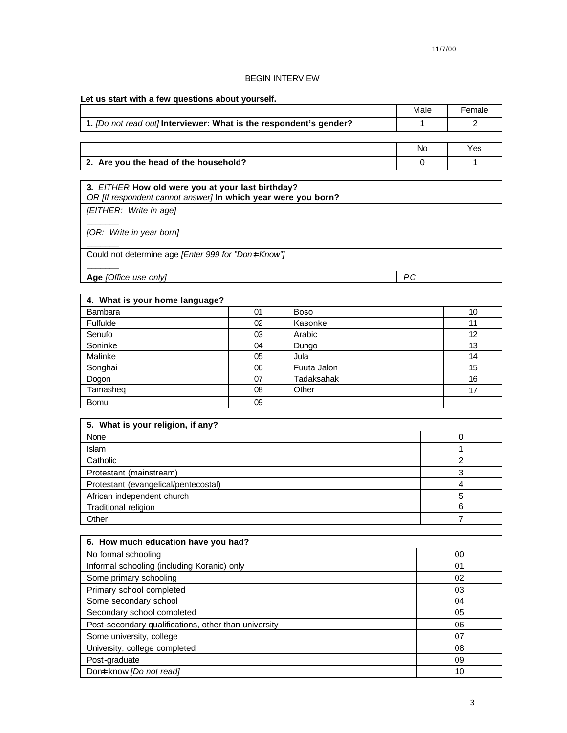11/7/00

BEGIN INTERVIEW

**Let us start with a few questions about yourself.**

| | Male | Female |
|---|---|---|
| **1.** *[Do not read out]* **Interviewer: What is the respondent's gender?** | 1 | 2 |

| | No | Yes |
|---|---|---|
| **2. Are you the head of the household?** | 0 | 1 |

| **3.** *EITHER* **How old were you at your last birthday?** *OR [If respondent cannot answer]* **In which year were you born?** | |
|---|---|
| *[EITHER: Write in age]* ______ | |
| *[OR: Write in year born]* ______ | |
| Could not determine age *[Enter 999 for "Don't Know"]* ______ | |
| **Age** *[Office use only]* | *PC* |

| **4. What is your home language?** | | | |
|---|---|---|---|
| Bambara | 01 | Boso | 10 |
| Fulfulde | 02 | Kasonke | 11 |
| Senufo | 03 | Arabic | 12 |
| Soninke | 04 | Dungo | 13 |
| Malinke | 05 | Jula | 14 |
| Songhai | 06 | Fuuta Jalon | 15 |
| Dogon | 07 | Tadaksahak | 16 |
| Tamasheq | 08 | Other | 17 |
| Bomu | 09 | | |

| **5. What is your religion, if any?** | |
|---|---|
| None | 0 |
| Islam | 1 |
| Catholic | 2 |
| Protestant (mainstream) | 3 |
| Protestant (evangelical/pentecostal) | 4 |
| African independent church | 5 |
| Traditional religion | 6 |
| Other | 7 |

| **6. How much education have you had?** | |
|---|---|
| No formal schooling | 00 |
| Informal schooling (including Koranic) only | 01 |
| Some primary schooling | 02 |
| Primary school completed | 03 |
| Some secondary school | 04 |
| Secondary school completed | 05 |
| Post-secondary qualifications, other than university | 06 |
| Some university, college | 07 |
| University, college completed | 08 |
| Post-graduate | 09 |
| Don't know *[Do not read]* | 10 |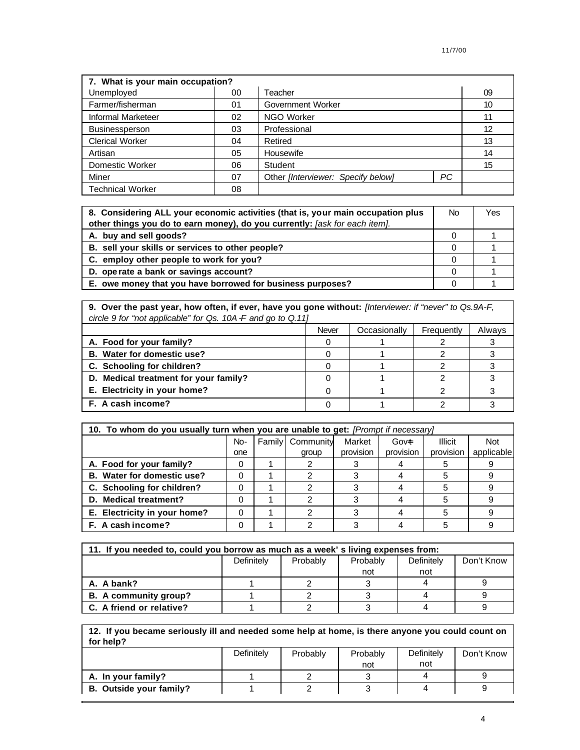| **7. What is your main occupation?** | | | | |
|---|---|---|---|---|
| Unemployed | 00 | Teacher | | 09 |
| Farmer/fisherman | 01 | Government Worker | | 10 |
| Informal Marketeer | 02 | NGO Worker | | 11 |
| Businessperson | 03 | Professional | | 12 |
| Clerical Worker | 04 | Retired | | 13 |
| Artisan | 05 | Housewife | | 14 |
| Domestic Worker | 06 | Student | | 15 |
| Miner | 07 | Other *[Interviewer: Specify below]* | *PC* | |
| Technical Worker | 08 | | | |

| **8. Considering ALL your economic activities (that is, your main occupation plus other things you do to earn money), do you currently:** *[ask for each item].* | No | Yes |
|---|---|---|
| **A. buy and sell goods?** | 0 | 1 |
| **B. sell your skills or services to other people?** | 0 | 1 |
| **C. employ other people to work for you?** | 0 | 1 |
| **D. operate a bank or savings account?** | 0 | 1 |
| **E. owe money that you have borrowed for business purposes?** | 0 | 1 |

**9. Over the past year, how often, if ever, have you gone without:** *[Interviewer: if "never" to Qs.9A-F, circle 9 for "not applicable" for Qs. 10A-F and go to Q.11]*

| | Never | Occasionally | Frequently | Always |
|---|---|---|---|---|
| **A. Food for your family?** | 0 | 1 | 2 | 3 |
| **B. Water for domestic use?** | 0 | 1 | 2 | 3 |
| **C. Schooling for children?** | 0 | 1 | 2 | 3 |
| **D. Medical treatment for your family?** | 0 | 1 | 2 | 3 |
| **E. Electricity in your home?** | 0 | 1 | 2 | 3 |
| **F. A cash income?** | 0 | 1 | 2 | 3 |

**10. To whom do you usually turn when you are unable to get:** *[Prompt if necessary]*

| | No-one | Family | Community group | Market provision | Govt provision | Illicit provision | Not applicable |
|---|---|---|---|---|---|---|---|
| **A. Food for your family?** | 0 | 1 | 2 | 3 | 4 | 5 | 9 |
| **B. Water for domestic use?** | 0 | 1 | 2 | 3 | 4 | 5 | 9 |
| **C. Schooling for children?** | 0 | 1 | 2 | 3 | 4 | 5 | 9 |
| **D. Medical treatment?** | 0 | 1 | 2 | 3 | 4 | 5 | 9 |
| **E. Electricity in your home?** | 0 | 1 | 2 | 3 | 4 | 5 | 9 |
| **F. A cash income?** | 0 | 1 | 2 | 3 | 4 | 5 | 9 |

**11. If you needed to, could you borrow as much as a week's living expenses from:**

| | Definitely | Probably | Probably not | Definitely not | Don't Know |
|---|---|---|---|---|---|
| **A. A bank?** | 1 | 2 | 3 | 4 | 9 |
| **B. A community group?** | 1 | 2 | 3 | 4 | 9 |
| **C. A friend or relative?** | 1 | 2 | 3 | 4 | 9 |

**12. If you became seriously ill and needed some help at home, is there anyone you could count on for help?**

| | Definitely | Probably | Probably not | Definitely not | Don't Know |
|---|---|---|---|---|---|
| **A. In your family?** | 1 | 2 | 3 | 4 | 9 |
| **B. Outside your family?** | 1 | 2 | 3 | 4 | 9 |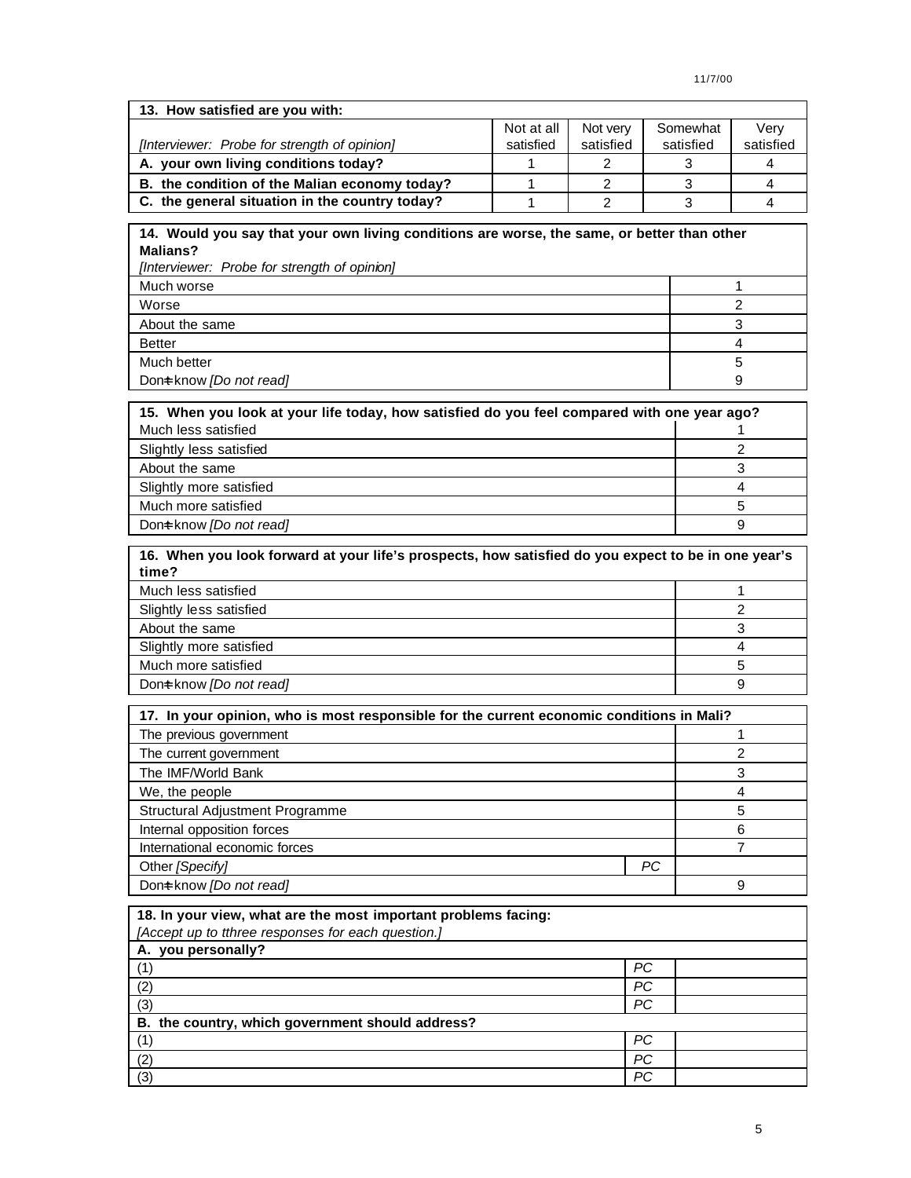| 13. How satisfied are you with: | | | | |
|---|---|---|---|---|
| *[Interviewer: Probe for strength of opinion]* | Not at all satisfied | Not very satisfied | Somewhat satisfied | Very satisfied |
| **A. your own living conditions today?** | 1 | 2 | 3 | 4 |
| **B. the condition of the Malian economy today?** | 1 | 2 | 3 | 4 |
| **C. the general situation in the country today?** | 1 | 2 | 3 | 4 |

| 14. Would you say that your own living conditions are worse, the same, or better than other Malians? *[Interviewer: Probe for strength of opinion]* | |
|---|---|
| Much worse | 1 |
| Worse | 2 |
| About the same | 3 |
| Better | 4 |
| Much better | 5 |
| Don=t know *[Do not read]* | 9 |

| 15. When you look at your life today, how satisfied do you feel compared with one year ago? | |
|---|---|
| Much less satisfied | 1 |
| Slightly less satisfied | 2 |
| About the same | 3 |
| Slightly more satisfied | 4 |
| Much more satisfied | 5 |
| Don=t know *[Do not read]* | 9 |

| 16. When you look forward at your life's prospects, how satisfied do you expect to be in one year's time? | |
|---|---|
| Much less satisfied | 1 |
| Slightly less satisfied | 2 |
| About the same | 3 |
| Slightly more satisfied | 4 |
| Much more satisfied | 5 |
| Don=t know *[Do not read]* | 9 |

| 17. In your opinion, who is most responsible for the current economic conditions in Mali? | | |
|---|---|---|
| The previous government | | 1 |
| The current government | | 2 |
| The IMF/World Bank | | 3 |
| We, the people | | 4 |
| Structural Adjustment Programme | | 5 |
| Internal opposition forces | | 6 |
| International economic forces | | 7 |
| Other *[Specify]* | *PC* | |
| Don=t know *[Do not read]* | | 9 |

| 18. In your view, what are the most important problems facing: *[Accept up to tthree responses for each question.]* | | |
|---|---|---|
| **A. you personally?** | | |
| (1) | *PC* | |
| (2) | *PC* | |
| (3) | *PC* | |
| **B. the country, which government should address?** | | |
| (1) | *PC* | |
| (2) | *PC* | |
| (3) | *PC* | |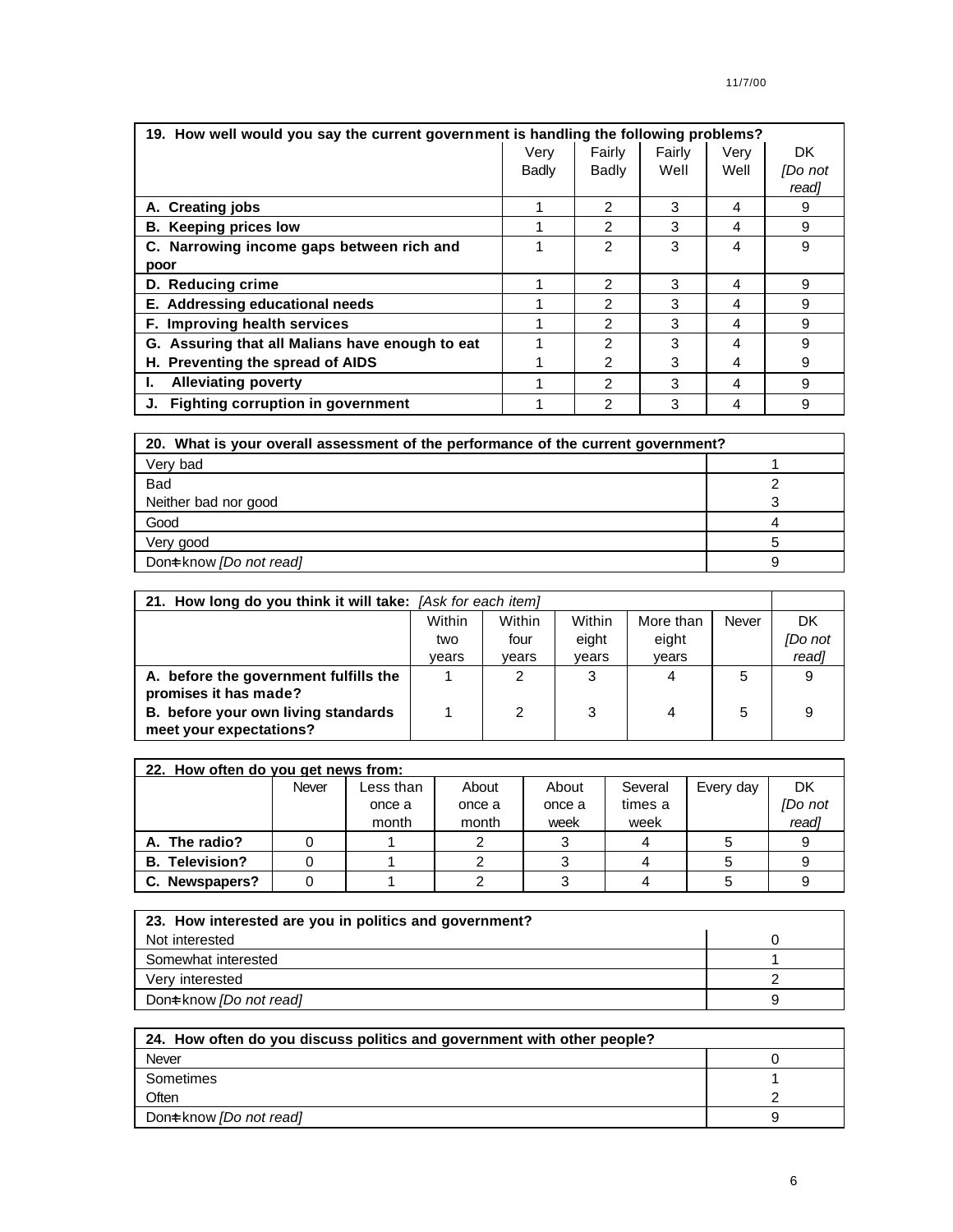| 19. How well would you say the current government is handling the following problems? | Very Badly | Fairly Badly | Fairly Well | Very Well | DK *[Do not read]* |
|---|---|---|---|---|---|
| **A. Creating jobs** | 1 | 2 | 3 | 4 | 9 |
| **B. Keeping prices low** | 1 | 2 | 3 | 4 | 9 |
| **C. Narrowing income gaps between rich and poor** | 1 | 2 | 3 | 4 | 9 |
| **D. Reducing crime** | 1 | 2 | 3 | 4 | 9 |
| **E. Addressing educational needs** | 1 | 2 | 3 | 4 | 9 |
| **F. Improving health services** | 1 | 2 | 3 | 4 | 9 |
| **G. Assuring that all Malians have enough to eat** | 1 | 2 | 3 | 4 | 9 |
| **H. Preventing the spread of AIDS** | 1 | 2 | 3 | 4 | 9 |
| **I. Alleviating poverty** | 1 | 2 | 3 | 4 | 9 |
| **J. Fighting corruption in government** | 1 | 2 | 3 | 4 | 9 |

| 20. What is your overall assessment of the performance of the current government? | |
|---|---|
| Very bad | 1 |
| Bad | 2 |
| Neither bad nor good | 3 |
| Good | 4 |
| Very good | 5 |
| Don't know *[Do not read]* | 9 |

| 21. How long do you think it will take: *[Ask for each item]* | Within two years | Within four years | Within eight years | More than eight years | Never | DK *[Do not read]* |
|---|---|---|---|---|---|---|
| **A. before the government fulfills the promises it has made?** | 1 | 2 | 3 | 4 | 5 | 9 |
| **B. before your own living standards meet your expectations?** | 1 | 2 | 3 | 4 | 5 | 9 |

| 22. How often do you get news from: | Never | Less than once a month | About once a month | About once a week | Several times a week | Every day | DK *[Do not read]* |
|---|---|---|---|---|---|---|---|
| **A. The radio?** | 0 | 1 | 2 | 3 | 4 | 5 | 9 |
| **B. Television?** | 0 | 1 | 2 | 3 | 4 | 5 | 9 |
| **C. Newspapers?** | 0 | 1 | 2 | 3 | 4 | 5 | 9 |

| 23. How interested are you in politics and government? | |
|---|---|
| Not interested | 0 |
| Somewhat interested | 1 |
| Very interested | 2 |
| Don't know *[Do not read]* | 9 |

| 24. How often do you discuss politics and government with other people? | |
|---|---|
| Never | 0 |
| Sometimes | 1 |
| Often | 2 |
| Don't know *[Do not read]* | 9 |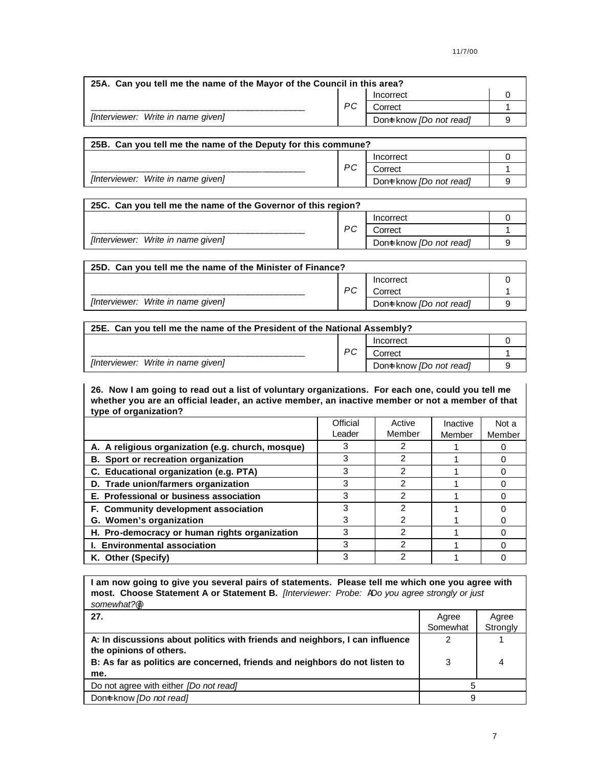| 25A. Can you tell me the name of the Mayor of the Council in this area? | | | |
|---|---|---|---|
| | PC | Incorrect | 0 |
| ___________________________________________ | | Correct | 1 |
| *[Interviewer: Write in name given]* | | Don=t know *[Do not read]* | 9 |

| 25B. Can you tell me the name of the Deputy for this commune? | | | |
|---|---|---|---|
| | PC | Incorrect | 0 |
| ___________________________________________ | | Correct | 1 |
| *[Interviewer: Write in name given]* | | Don=t know *[Do not read]* | 9 |

| 25C. Can you tell me the name of the Governor of this region? | | | |
|---|---|---|---|
| | PC | Incorrect | 0 |
| ___________________________________________ | | Correct | 1 |
| *[Interviewer: Write in name given]* | | Don=t know *[Do not read]* | 9 |

| 25D. Can you tell me the name of the Minister of Finance? | | | |
|---|---|---|---|
| | PC | Incorrect | 0 |
| ___________________________________________ | | Correct | 1 |
| *[Interviewer: Write in name given]* | | Don=t know *[Do not read]* | 9 |

| 25E. Can you tell me the name of the President of the National Assembly? | | | |
|---|---|---|---|
| | PC | Incorrect | 0 |
| ___________________________________________ | | Correct | 1 |
| *[Interviewer: Write in name given]* | | Don=t know *[Do not read]* | 9 |

**26. Now I am going to read out a list of voluntary organizations. For each one, could you tell me whether you are an official leader, an active member, an inactive member or not a member of that type of organization?**

| | Official Leader | Active Member | Inactive Member | Not a Member |
|---|---|---|---|---|
| **A. A religious organization (e.g. church, mosque)** | 3 | 2 | 1 | 0 |
| **B. Sport or recreation organization** | 3 | 2 | 1 | 0 |
| **C. Educational organization (e.g. PTA)** | 3 | 2 | 1 | 0 |
| **D. Trade union/farmers organization** | 3 | 2 | 1 | 0 |
| **E. Professional or business association** | 3 | 2 | 1 | 0 |
| **F. Community development association** | 3 | 2 | 1 | 0 |
| **G. Women's organization** | 3 | 2 | 1 | 0 |
| **H. Pro-democracy or human rights organization** | 3 | 2 | 1 | 0 |
| **I. Environmental association** | 3 | 2 | 1 | 0 |
| **K. Other (Specify)** | 3 | 2 | 1 | 0 |

**I am now going to give you several pairs of statements. Please tell me which one you agree with most. Choose Statement A or Statement B.** *[Interviewer: Probe: ADo you agree strongly or just somewhat?@]*

| 27. | Agree Somewhat | Agree Strongly |
|---|---|---|
| **A: In discussions about politics with friends and neighbors, I can influence the opinions of others.** | 2 | 1 |
| **B: As far as politics are concerned, friends and neighbors do not listen to me.** | 3 | 4 |
| Do not agree with either *[Do not read]* | 5 | |
| Don=t know *[Do not read]* | 9 | |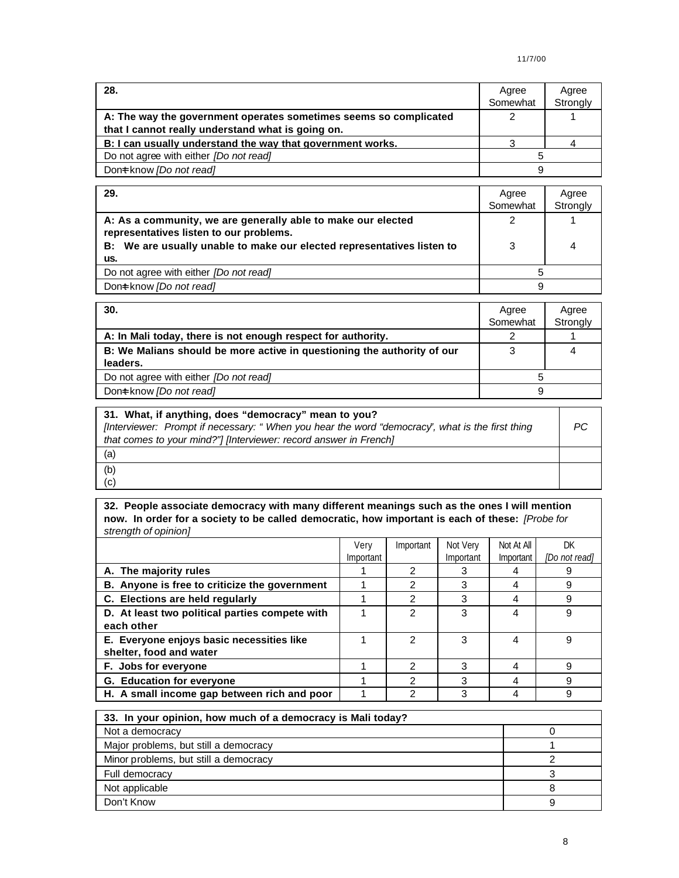| 28. | Agree Somewhat | Agree Strongly |
|---|---|---|
| **A: The way the government operates sometimes seems so complicated that I cannot really understand what is going on.** | 2 | 1 |
| **B: I can usually understand the way that government works.** | 3 | 4 |
| Do not agree with either *[Do not read]* | 5 | |
| Don=t know *[Do not read]* | 9 | |

| 29. | Agree Somewhat | Agree Strongly |
|---|---|---|
| **A: As a community, we are generally able to make our elected representatives listen to our problems.** | 2 | 1 |
| **B: We are usually unable to make our elected representatives listen to us.** | 3 | 4 |
| Do not agree with either *[Do not read]* | 5 | |
| Don=t know *[Do not read]* | 9 | |

| 30. | Agree Somewhat | Agree Strongly |
|---|---|---|
| **A: In Mali today, there is not enough respect for authority.** | 2 | 1 |
| **B: We Malians should be more active in questioning the authority of our leaders.** | 3 | 4 |
| Do not agree with either *[Do not read]* | 5 | |
| Don=t know *[Do not read]* | 9 | |

| **31. What, if anything, does "democracy" mean to you?** *[Interviewer: Prompt if necessary: " When you hear the word "democracy", what is the first thing that comes to your mind?"] [Interviewer: record answer in French]* | *PC* |
|---|---|
| (a) | |
| (b) (c) | |

**32. People associate democracy with many different meanings such as the ones I will mention now. In order for a society to be called democratic, how important is each of these:** *[Probe for strength of opinion]*

| | Very Important | Important | Not Very Important | Not At All Important | DK *[Do not read]* |
|---|---|---|---|---|---|
| **A. The majority rules** | 1 | 2 | 3 | 4 | 9 |
| **B. Anyone is free to criticize the government** | 1 | 2 | 3 | 4 | 9 |
| **C. Elections are held regularly** | 1 | 2 | 3 | 4 | 9 |
| **D. At least two political parties compete with each other** | 1 | 2 | 3 | 4 | 9 |
| **E. Everyone enjoys basic necessities like shelter, food and water** | 1 | 2 | 3 | 4 | 9 |
| **F. Jobs for everyone** | 1 | 2 | 3 | 4 | 9 |
| **G. Education for everyone** | 1 | 2 | 3 | 4 | 9 |
| **H. A small income gap between rich and poor** | 1 | 2 | 3 | 4 | 9 |

| 33. In your opinion, how much of a democracy is Mali today? | |
|---|---|
| Not a democracy | 0 |
| Major problems, but still a democracy | 1 |
| Minor problems, but still a democracy | 2 |
| Full democracy | 3 |
| Not applicable | 8 |
| Don't Know | 9 |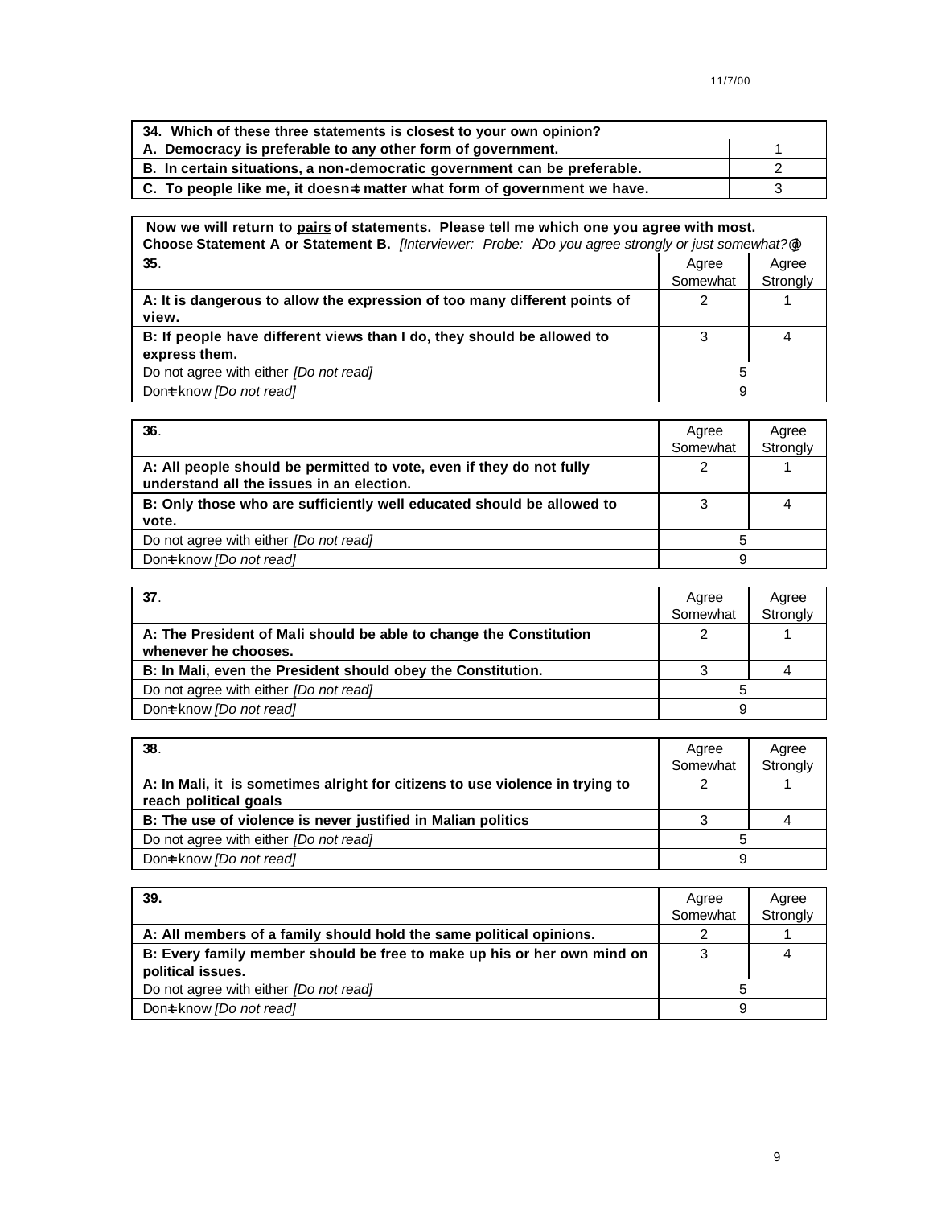| 34. Which of these three statements is closest to your own opinion? | |
|---|---|
| A. Democracy is preferable to any other form of government. | 1 |
| B. In certain situations, a non-democratic government can be preferable. | 2 |
| C. To people like me, it doesn=t matter what form of government we have. | 3 |

**Now we will return to pairs of statements. Please tell me which one you agree with most. Choose Statement A or Statement B.** *[Interviewer: Probe: ADo you agree strongly or just somewhat?@]*

| 35. | Agree Somewhat | Agree Strongly |
|---|---|---|
| A: It is dangerous to allow the expression of too many different points of view. | 2 | 1 |
| B: If people have different views than I do, they should be allowed to express them. | 3 | 4 |
| Do not agree with either *[Do not read]* | 5 | |
| Don=t know *[Do not read]* | 9 | |

| 36. | Agree Somewhat | Agree Strongly |
|---|---|---|
| A: All people should be permitted to vote, even if they do not fully understand all the issues in an election. | 2 | 1 |
| B: Only those who are sufficiently well educated should be allowed to vote. | 3 | 4 |
| Do not agree with either *[Do not read]* | 5 | |
| Don=t know *[Do not read]* | 9 | |

| 37. | Agree Somewhat | Agree Strongly |
|---|---|---|
| A: The President of Mali should be able to change the Constitution whenever he chooses. | 2 | 1 |
| B: In Mali, even the President should obey the Constitution. | 3 | 4 |
| Do not agree with either *[Do not read]* | 5 | |
| Don=t know *[Do not read]* | 9 | |

| 38. | Agree Somewhat | Agree Strongly |
|---|---|---|
| A: In Mali, it is sometimes alright for citizens to use violence in trying to reach political goals | 2 | 1 |
| B: The use of violence is never justified in Malian politics | 3 | 4 |
| Do not agree with either *[Do not read]* | 5 | |
| Don=t know *[Do not read]* | 9 | |

| 39. | Agree Somewhat | Agree Strongly |
|---|---|---|
| A: All members of a family should hold the same political opinions. | 2 | 1 |
| B: Every family member should be free to make up his or her own mind on political issues. | 3 | 4 |
| Do not agree with either *[Do not read]* | 5 | |
| Don=t know *[Do not read]* | 9 | |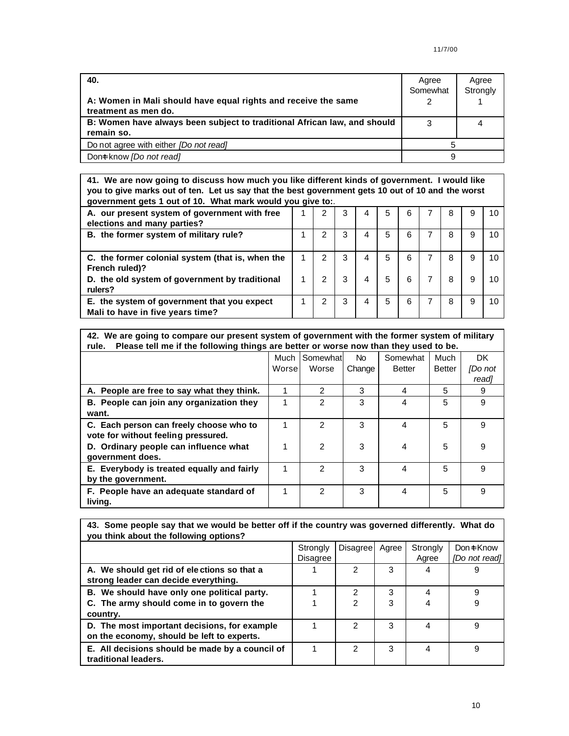| **40.**<br><br>**A: Women in Mali should have equal rights and receive the same treatment as men do.** | Agree Somewhat<br>2 | Agree Strongly<br>1 |
|---|---|---|
| **B: Women have always been subject to traditional African law, and should remain so.** | 3 | 4 |
| Do not agree with either *[Do not read]* | 5 | |
| Don't know *[Do not read]* | 9 | |

| **41. We are now going to discuss how much you like different kinds of government. I would like you to give marks out of ten. Let us say that the best government gets 10 out of 10 and the worst government gets 1 out of 10. What mark would you give to:** | | | | | | | | | | |
|---|---|---|---|---|---|---|---|---|---|---|
| **A. our present system of government with free elections and many parties?** | 1 | 2 | 3 | 4 | 5 | 6 | 7 | 8 | 9 | 10 |
| **B. the former system of military rule?** | 1 | 2 | 3 | 4 | 5 | 6 | 7 | 8 | 9 | 10 |
| **C. the former colonial system (that is, when the French ruled)?** | 1 | 2 | 3 | 4 | 5 | 6 | 7 | 8 | 9 | 10 |
| **D. the old system of government by traditional rulers?** | 1 | 2 | 3 | 4 | 5 | 6 | 7 | 8 | 9 | 10 |
| **E. the system of government that you expect Mali to have in five years time?** | 1 | 2 | 3 | 4 | 5 | 6 | 7 | 8 | 9 | 10 |

**42. We are going to compare our present system of government with the former system of military rule. Please tell me if the following things are better or worse now than they used to be.**

| | Much Worse | Somewhat Worse | No Change | Somewhat Better | Much Better | DK *[Do not read]* |
|---|---|---|---|---|---|---|
| **A. People are free to say what they think.** | 1 | 2 | 3 | 4 | 5 | 9 |
| **B. People can join any organization they want.** | 1 | 2 | 3 | 4 | 5 | 9 |
| **C. Each person can freely choose who to vote for without feeling pressured.** | 1 | 2 | 3 | 4 | 5 | 9 |
| **D. Ordinary people can influence what government does.** | 1 | 2 | 3 | 4 | 5 | 9 |
| **E. Everybody is treated equally and fairly by the government.** | 1 | 2 | 3 | 4 | 5 | 9 |
| **F. People have an adequate standard of living.** | 1 | 2 | 3 | 4 | 5 | 9 |

**43. Some people say that we would be better off if the country was governed differently. What do you think about the following options?**

| | Strongly Disagree | Disagree | Agree | Strongly Agree | Don't Know *[Do not read]* |
|---|---|---|---|---|---|
| **A. We should get rid of elections so that a strong leader can decide everything.** | 1 | 2 | 3 | 4 | 9 |
| **B. We should have only one political party.** | 1 | 2 | 3 | 4 | 9 |
| **C. The army should come in to govern the country.** | 1 | 2 | 3 | 4 | 9 |
| **D. The most important decisions, for example on the economy, should be left to experts.** | 1 | 2 | 3 | 4 | 9 |
| **E. All decisions should be made by a council of traditional leaders.** | 1 | 2 | 3 | 4 | 9 |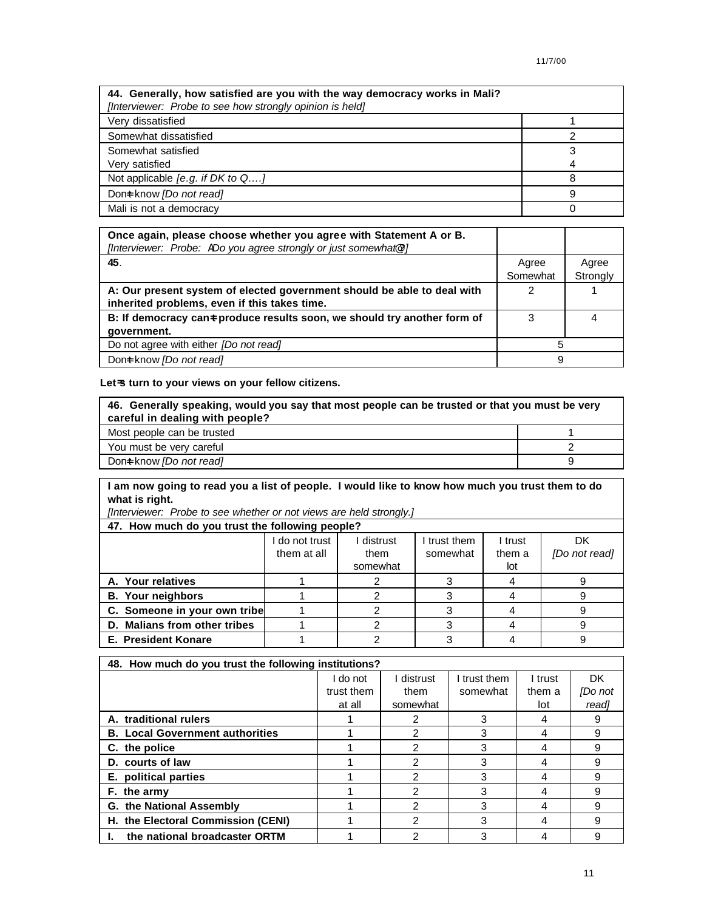| **44. Generally, how satisfied are you with the way democracy works in Mali?** *[Interviewer: Probe to see how strongly opinion is held]* | |
|---|---|
| Very dissatisfied | 1 |
| Somewhat dissatisfied | 2 |
| Somewhat satisfied | 3 |
| Very satisfied | 4 |
| Not applicable *[e.g. if DK to Q….]* | 8 |
| Don=t know *[Do not read]* | 9 |
| Mali is not a democracy | 0 |

| **Once again, please choose whether you agree with Statement A or B.** *[Interviewer: Probe: ADo you agree strongly or just somewhat@]* | | |
|---|---|---|
| **45**. | Agree Somewhat | Agree Strongly |
| **A: Our present system of elected government should be able to deal with inherited problems, even if this takes time.** | 2 | 1 |
| **B: If democracy can=t produce results soon, we should try another form of government.** | 3 | 4 |
| Do not agree with either *[Do not read]* | 5 | |
| Don=t know *[Do not read]* | 9 | |

**Let=s turn to your views on your fellow citizens.**

| **46. Generally speaking, would you say that most people can be trusted or that you must be very careful in dealing with people?** | |
|---|---|
| Most people can be trusted | 1 |
| You must be very careful | 2 |
| Don=t know *[Do not read]* | 9 |

**I am now going to read you a list of people. I would like to know how much you trust them to do what is right.**
*[Interviewer: Probe to see whether or not views are held strongly.]*

| **47. How much do you trust the following people?** | I do not trust them at all | I distrust them somewhat | I trust them somewhat | I trust them a lot | DK *[Do not read]* |
|---|---|---|---|---|---|
| **A. Your relatives** | 1 | 2 | 3 | 4 | 9 |
| **B. Your neighbors** | 1 | 2 | 3 | 4 | 9 |
| **C. Someone in your own tribe** | 1 | 2 | 3 | 4 | 9 |
| **D. Malians from other tribes** | 1 | 2 | 3 | 4 | 9 |
| **E. President Konare** | 1 | 2 | 3 | 4 | 9 |

| **48. How much do you trust the following institutions?** | I do not trust them at all | I distrust them somewhat | I trust them somewhat | I trust them a lot | DK *[Do not read]* |
|---|---|---|---|---|---|
| **A. traditional rulers** | 1 | 2 | 3 | 4 | 9 |
| **B. Local Government authorities** | 1 | 2 | 3 | 4 | 9 |
| **C. the police** | 1 | 2 | 3 | 4 | 9 |
| **D. courts of law** | 1 | 2 | 3 | 4 | 9 |
| **E. political parties** | 1 | 2 | 3 | 4 | 9 |
| **F. the army** | 1 | 2 | 3 | 4 | 9 |
| **G. the National Assembly** | 1 | 2 | 3 | 4 | 9 |
| **H. the Electoral Commission (CENI)** | 1 | 2 | 3 | 4 | 9 |
| **I. the national broadcaster ORTM** | 1 | 2 | 3 | 4 | 9 |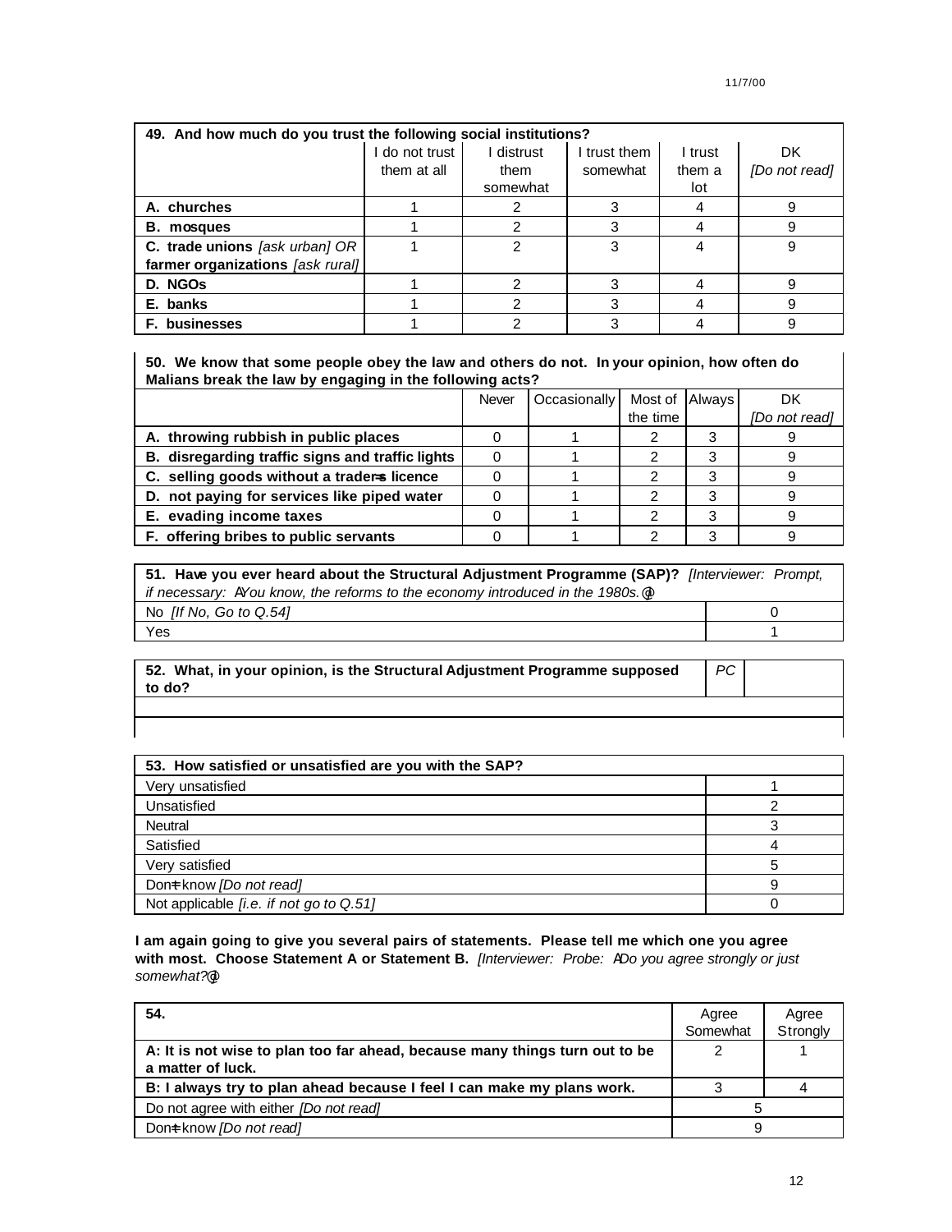| **49. And how much do you trust the following social institutions?** | I do not trust them at all | I distrust them somewhat | I trust them somewhat | I trust them a lot | DK *[Do not read]* |
|---|---|---|---|---|---|
| **A. churches** | 1 | 2 | 3 | 4 | 9 |
| **B. mosques** | 1 | 2 | 3 | 4 | 9 |
| **C. trade unions** *[ask urban]* OR **farmer organizations** *[ask rural]* | 1 | 2 | 3 | 4 | 9 |
| **D. NGOs** | 1 | 2 | 3 | 4 | 9 |
| **E. banks** | 1 | 2 | 3 | 4 | 9 |
| **F. businesses** | 1 | 2 | 3 | 4 | 9 |

**50. We know that some people obey the law and others do not. In your opinion, how often do Malians break the law by engaging in the following acts?**

| | Never | Occasionally | Most of the time | Always | DK *[Do not read]* |
|---|---|---|---|---|---|
| **A. throwing rubbish in public places** | 0 | 1 | 2 | 3 | 9 |
| **B. disregarding traffic signs and traffic lights** | 0 | 1 | 2 | 3 | 9 |
| **C. selling goods without a trader's licence** | 0 | 1 | 2 | 3 | 9 |
| **D. not paying for services like piped water** | 0 | 1 | 2 | 3 | 9 |
| **E. evading income taxes** | 0 | 1 | 2 | 3 | 9 |
| **F. offering bribes to public servants** | 0 | 1 | 2 | 3 | 9 |

| **51. Have you ever heard about the Structural Adjustment Programme (SAP)?** *[Interviewer: Prompt, if necessary: "You know, the reforms to the economy introduced in the 1980s."]* | |
|---|---|
| No *[If No, Go to Q.54]* | 0 |
| Yes | 1 |

| **52. What, in your opinion, is the Structural Adjustment Programme supposed to do?** | *PC* | |
|---|---|---|
| | | |
| | | |

| **53. How satisfied or unsatisfied are you with the SAP?** | |
|---|---|
| Very unsatisfied | 1 |
| Unsatisfied | 2 |
| Neutral | 3 |
| Satisfied | 4 |
| Very satisfied | 5 |
| Don't know *[Do not read]* | 9 |
| Not applicable *[i.e. if not go to Q.51]* | 0 |

**I am again going to give you several pairs of statements. Please tell me which one you agree with most. Choose Statement A or Statement B.** *[Interviewer: Probe: "Do you agree strongly or just somewhat?"]*

| **54.** | Agree Somewhat | Agree Strongly |
|---|---|---|
| **A: It is not wise to plan too far ahead, because many things turn out to be a matter of luck.** | 2 | 1 |
| **B: I always try to plan ahead because I feel I can make my plans work.** | 3 | 4 |
| Do not agree with either *[Do not read]* | 5 | |
| Don't know *[Do not read]* | 9 | |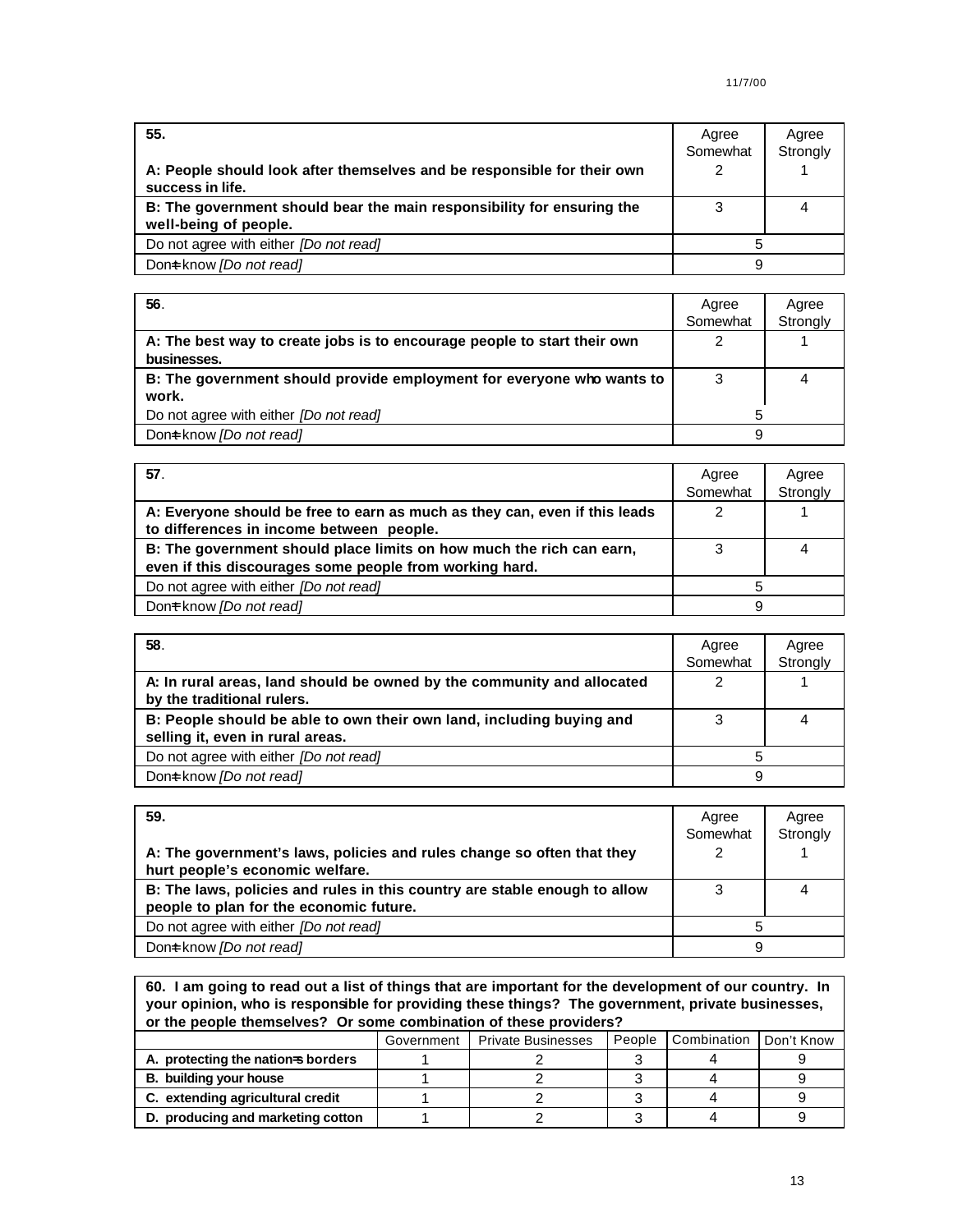| **55.** | Agree Somewhat | Agree Strongly |
|---|---|---|
| **A: People should look after themselves and be responsible for their own success in life.** | 2 | 1 |
| **B: The government should bear the main responsibility for ensuring the well-being of people.** | 3 | 4 |
| Do not agree with either *[Do not read]* | 5 | |
| Don=t know *[Do not read]* | 9 | |

| **56**. | Agree Somewhat | Agree Strongly |
|---|---|---|
| **A: The best way to create jobs is to encourage people to start their own businesses.** | 2 | 1 |
| **B: The government should provide employment for everyone who wants to work.** | 3 | 4 |
| Do not agree with either *[Do not read]* | 5 | |
| Don=t know *[Do not read]* | 9 | |

| **57**. | Agree Somewhat | Agree Strongly |
|---|---|---|
| **A: Everyone should be free to earn as much as they can, even if this leads to differences in income between people.** | 2 | 1 |
| **B: The government should place limits on how much the rich can earn, even if this discourages some people from working hard.** | 3 | 4 |
| Do not agree with either *[Do not read]* | 5 | |
| Don=t know *[Do not read]* | 9 | |

| **58**. | Agree Somewhat | Agree Strongly |
|---|---|---|
| **A: In rural areas, land should be owned by the community and allocated by the traditional rulers.** | 2 | 1 |
| **B: People should be able to own their own land, including buying and selling it, even in rural areas.** | 3 | 4 |
| Do not agree with either *[Do not read]* | 5 | |
| Don=t know *[Do not read]* | 9 | |

| **59.** | Agree Somewhat | Agree Strongly |
|---|---|---|
| **A: The government's laws, policies and rules change so often that they hurt people's economic welfare.** | 2 | 1 |
| **B: The laws, policies and rules in this country are stable enough to allow people to plan for the economic future.** | 3 | 4 |
| Do not agree with either *[Do not read]* | 5 | |
| Don=t know *[Do not read]* | 9 | |

**60. I am going to read out a list of things that are important for the development of our country. In your opinion, who is responsible for providing these things? The government, private businesses, or the people themselves? Or some combination of these providers?**

| | Government | Private Businesses | People | Combination | Don't Know |
|---|---|---|---|---|---|
| **A. protecting the nation=s borders** | 1 | 2 | 3 | 4 | 9 |
| **B. building your house** | 1 | 2 | 3 | 4 | 9 |
| **C. extending agricultural credit** | 1 | 2 | 3 | 4 | 9 |
| **D. producing and marketing cotton** | 1 | 2 | 3 | 4 | 9 |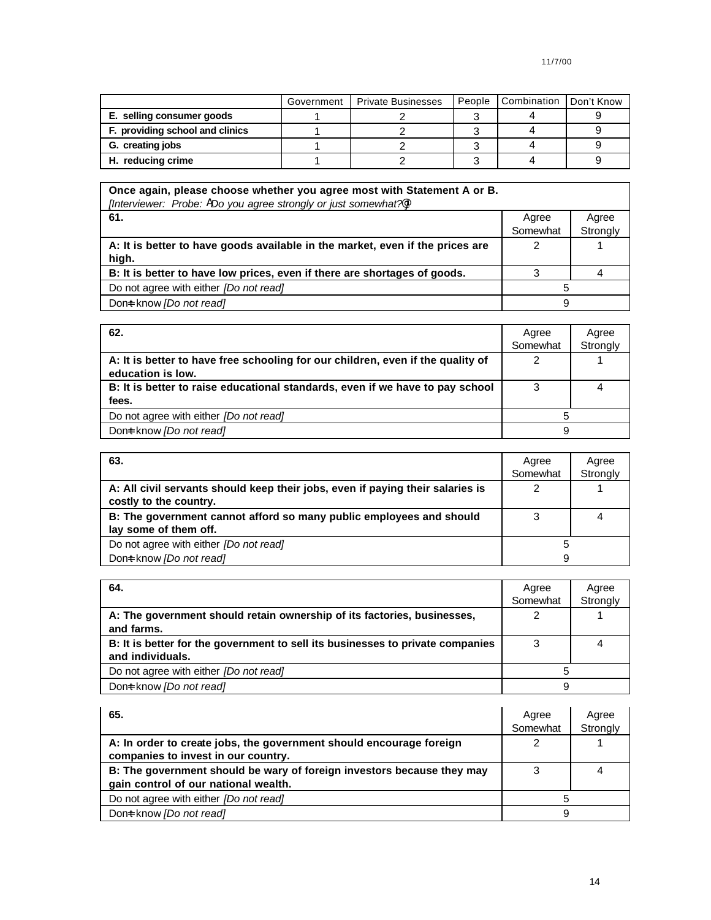| | Government | Private Businesses | People | Combination | Don't Know |
|---|---|---|---|---|---|
| **E. selling consumer goods** | 1 | 2 | 3 | 4 | 9 |
| **F. providing school and clinics** | 1 | 2 | 3 | 4 | 9 |
| **G. creating jobs** | 1 | 2 | 3 | 4 | 9 |
| **H. reducing crime** | 1 | 2 | 3 | 4 | 9 |

**Once again, please choose whether you agree most with Statement A or B.**
*[Interviewer: Probe: ADo you agree strongly or just somewhat?@]*

| **61.** | Agree Somewhat | Agree Strongly |
|---|---|---|
| **A: It is better to have goods available in the market, even if the prices are high.** | 2 | 1 |
| **B: It is better to have low prices, even if there are shortages of goods.** | 3 | 4 |
| Do not agree with either *[Do not read]* | 5 | |
| Don=t know *[Do not read]* | 9 | |

| **62.** | Agree Somewhat | Agree Strongly |
|---|---|---|
| **A: It is better to have free schooling for our children, even if the quality of education is low.** | 2 | 1 |
| **B: It is better to raise educational standards, even if we have to pay school fees.** | 3 | 4 |
| Do not agree with either *[Do not read]* | 5 | |
| Don=t know *[Do not read]* | 9 | |

| **63.** | Agree Somewhat | Agree Strongly |
|---|---|---|
| **A: All civil servants should keep their jobs, even if paying their salaries is costly to the country.** | 2 | 1 |
| **B: The government cannot afford so many public employees and should lay some of them off.** | 3 | 4 |
| Do not agree with either *[Do not read]* | 5 | |
| Don=t know *[Do not read]* | 9 | |

| **64.** | Agree Somewhat | Agree Strongly |
|---|---|---|
| **A: The government should retain ownership of its factories, businesses, and farms.** | 2 | 1 |
| **B: It is better for the government to sell its businesses to private companies and individuals.** | 3 | 4 |
| Do not agree with either *[Do not read]* | 5 | |
| Don=t know *[Do not read]* | 9 | |

| **65.** | Agree Somewhat | Agree Strongly |
|---|---|---|
| **A: In order to create jobs, the government should encourage foreign companies to invest in our country.** | 2 | 1 |
| **B: The government should be wary of foreign investors because they may gain control of our national wealth.** | 3 | 4 |
| Do not agree with either *[Do not read]* | 5 | |
| Don=t know *[Do not read]* | 9 | |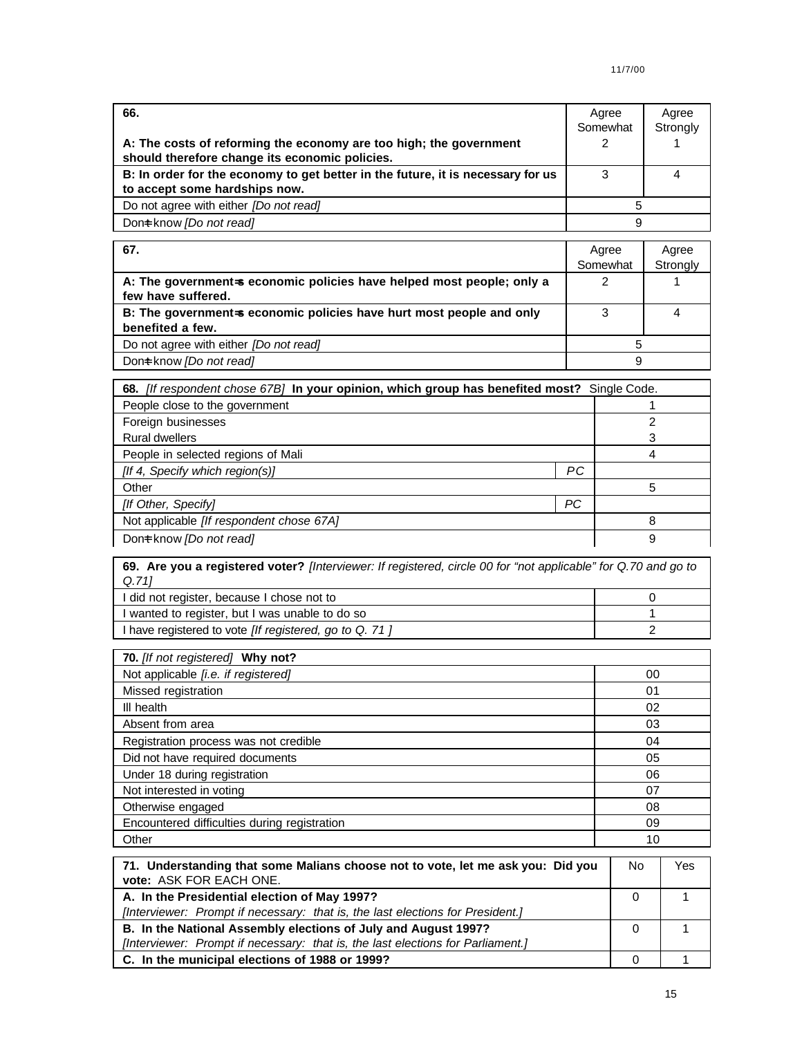| 66. | Agree Somewhat | Agree Strongly |
|---|---|---|
| **A: The costs of reforming the economy are too high; the government should therefore change its economic policies.** | 2 | 1 |
| **B: In order for the economy to get better in the future, it is necessary for us to accept some hardships now.** | 3 | 4 |
| Do not agree with either *[Do not read]* | 5 | |
| Don=t know *[Do not read]* | 9 | |

| 67. | Agree Somewhat | Agree Strongly |
|---|---|---|
| **A: The government=s economic policies have helped most people; only a few have suffered.** | 2 | 1 |
| **B: The government=s economic policies have hurt most people and only benefited a few.** | 3 | 4 |
| Do not agree with either *[Do not read]* | 5 | |
| Don=t know *[Do not read]* | 9 | |

| **68.** *[If respondent chose 67B]* **In your opinion, which group has benefited most?** Single Code. | | |
|---|---|---|
| People close to the government | | 1 |
| Foreign businesses | | 2 |
| Rural dwellers | | 3 |
| People in selected regions of Mali | | 4 |
| *[If 4, Specify which region(s)]* | *PC* | |
| Other | | 5 |
| *[If Other, Specify]* | *PC* | |
| Not applicable *[If respondent chose 67A]* | | 8 |
| Don=t know *[Do not read]* | | 9 |

| **69. Are you a registered voter?** *[Interviewer: If registered, circle 00 for "not applicable" for Q.70 and go to Q.71]* | |
|---|---|
| I did not register, because I chose not to | 0 |
| I wanted to register, but I was unable to do so | 1 |
| I have registered to vote *[If registered, go to Q. 71 ]* | 2 |

| **70.** *[If not registered]* **Why not?** | |
|---|---|
| Not applicable *[i.e. if registered]* | 00 |
| Missed registration | 01 |
| Ill health | 02 |
| Absent from area | 03 |
| Registration process was not credible | 04 |
| Did not have required documents | 05 |
| Under 18 during registration | 06 |
| Not interested in voting | 07 |
| Otherwise engaged | 08 |
| Encountered difficulties during registration | 09 |
| Other | 10 |

| **71. Understanding that some Malians choose not to vote, let me ask you: Did you vote:** ASK FOR EACH ONE. | No | Yes |
|---|---|---|
| **A. In the Presidential election of May 1997?** *[Interviewer: Prompt if necessary: that is, the last elections for President.]* | 0 | 1 |
| **B. In the National Assembly elections of July and August 1997?** *[Interviewer: Prompt if necessary: that is, the last elections for Parliament.]* | 0 | 1 |
| **C. In the municipal elections of 1988 or 1999?** | 0 | 1 |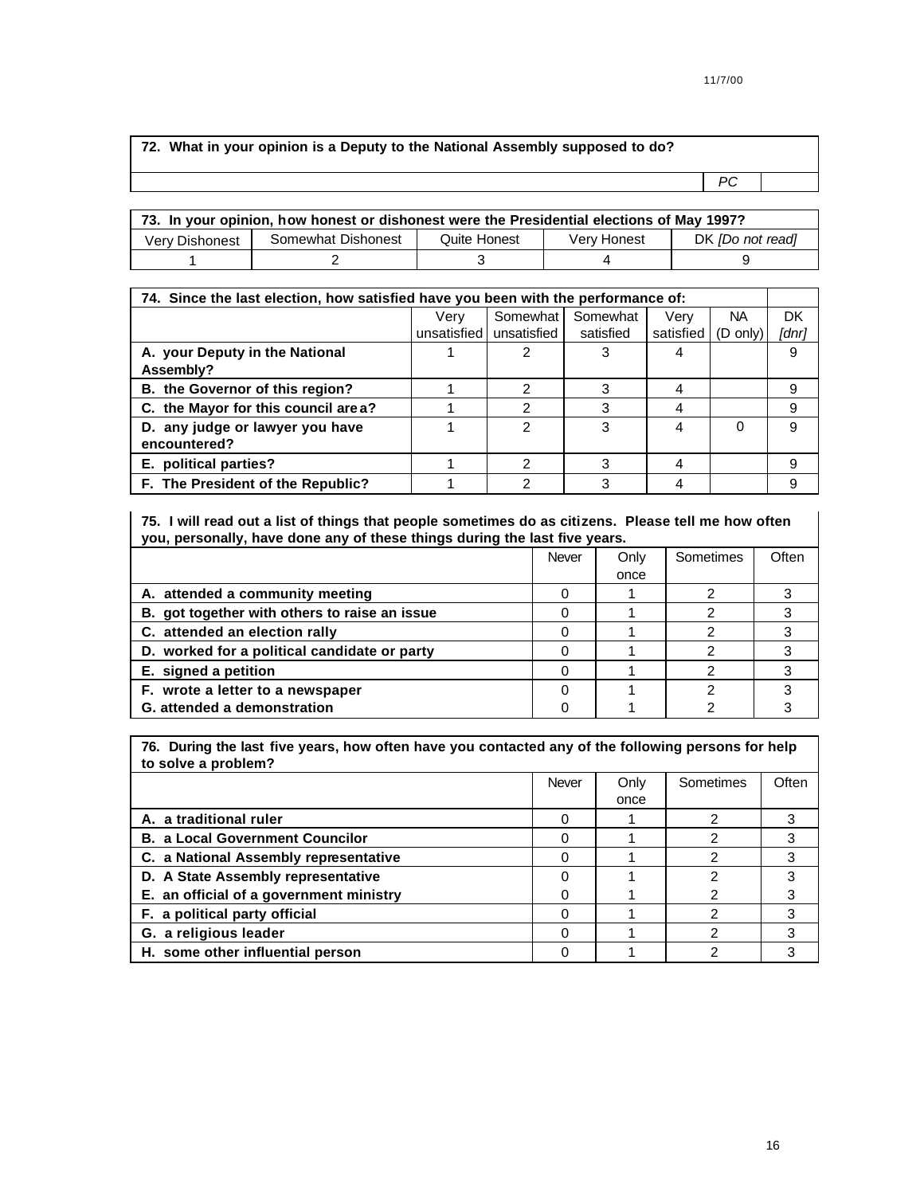11/7/00

| 72. What in your opinion is a Deputy to the National Assembly supposed to do? | | |
|---|---|---|
| | *PC* | |

| 73. In your opinion, how honest or dishonest were the Presidential elections of May 1997? | | | | |
|---|---|---|---|---|
| Very Dishonest | Somewhat Dishonest | Quite Honest | Very Honest | DK *[Do not read]* |
| 1 | 2 | 3 | 4 | 9 |

| 74. Since the last election, how satisfied have you been with the performance of: | Very unsatisfied | Somewhat unsatisfied | Somewhat satisfied | Very satisfied | NA (D only) | DK *[dnr]* |
|---|---|---|---|---|---|---|
| A. your Deputy in the National Assembly? | 1 | 2 | 3 | 4 | | 9 |
| B. the Governor of this region? | 1 | 2 | 3 | 4 | | 9 |
| C. the Mayor for this council area? | 1 | 2 | 3 | 4 | | 9 |
| D. any judge or lawyer you have encountered? | 1 | 2 | 3 | 4 | 0 | 9 |
| E. political parties? | 1 | 2 | 3 | 4 | | 9 |
| F. The President of the Republic? | 1 | 2 | 3 | 4 | | 9 |

| 75. I will read out a list of things that people sometimes do as citizens. Please tell me how often you, personally, have done any of these things during the last five years. | Never | Only once | Sometimes | Often |
|---|---|---|---|---|
| A. attended a community meeting | 0 | 1 | 2 | 3 |
| B. got together with others to raise an issue | 0 | 1 | 2 | 3 |
| C. attended an election rally | 0 | 1 | 2 | 3 |
| D. worked for a political candidate or party | 0 | 1 | 2 | 3 |
| E. signed a petition | 0 | 1 | 2 | 3 |
| F. wrote a letter to a newspaper | 0 | 1 | 2 | 3 |
| G. attended a demonstration | 0 | 1 | 2 | 3 |

| 76. During the last five years, how often have you contacted any of the following persons for help to solve a problem? | Never | Only once | Sometimes | Often |
|---|---|---|---|---|
| A. a traditional ruler | 0 | 1 | 2 | 3 |
| B. a Local Government Councilor | 0 | 1 | 2 | 3 |
| C. a National Assembly representative | 0 | 1 | 2 | 3 |
| D. A State Assembly representative | 0 | 1 | 2 | 3 |
| E. an official of a government ministry | 0 | 1 | 2 | 3 |
| F. a political party official | 0 | 1 | 2 | 3 |
| G. a religious leader | 0 | 1 | 2 | 3 |
| H. some other influential person | 0 | 1 | 2 | 3 |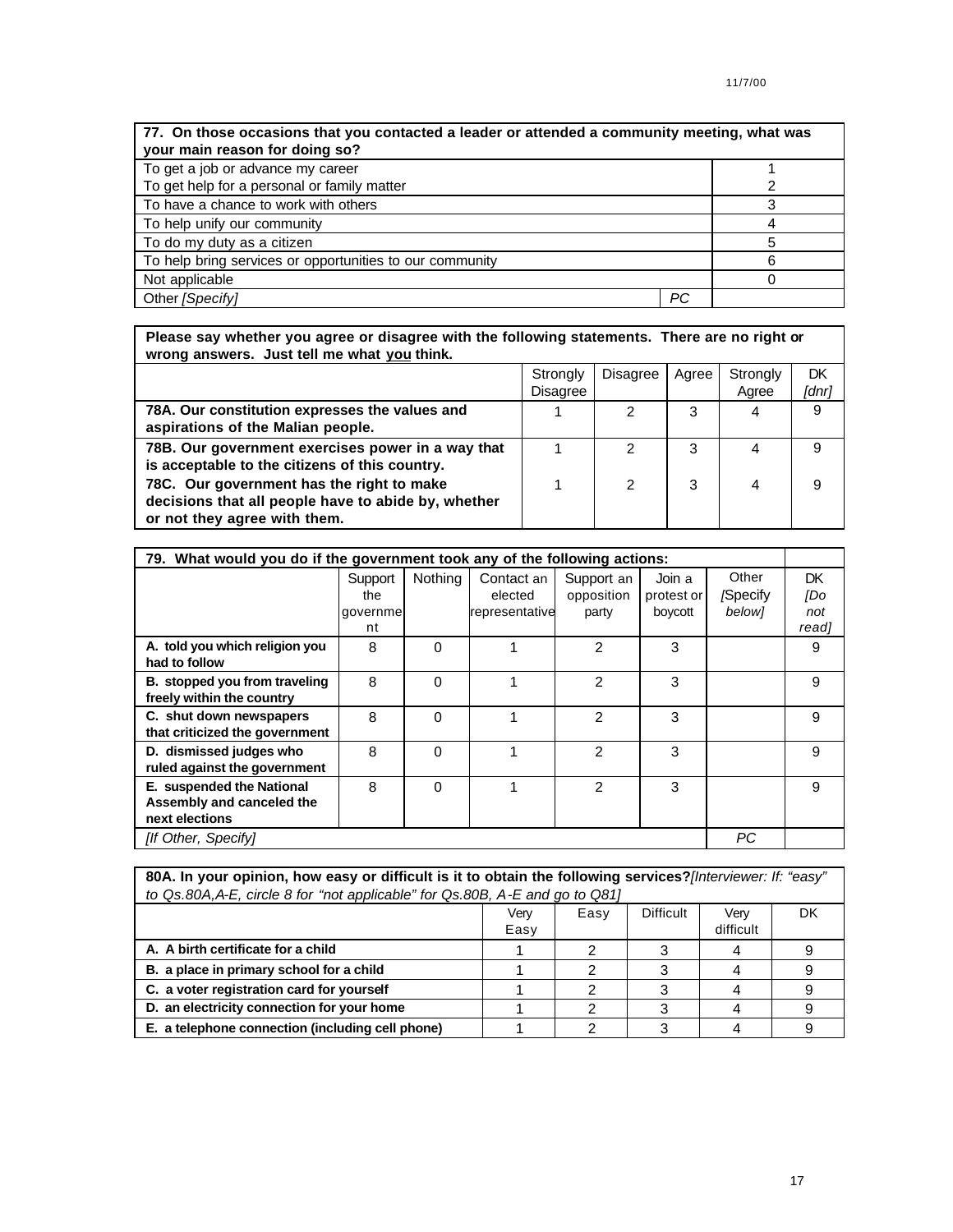| **77. On those occasions that you contacted a leader or attended a community meeting, what was your main reason for doing so?** | | |
|---|---|---|
| To get a job or advance my career | | 1 |
| To get help for a personal or family matter | | 2 |
| To have a chance to work with others | | 3 |
| To help unify our community | | 4 |
| To do my duty as a citizen | | 5 |
| To help bring services or opportunities to our community | | 6 |
| Not applicable | | 0 |
| Other *[Specify]* | *PC* | |

**Please say whether you agree or disagree with the following statements. There are no right or wrong answers. Just tell me what you think.**

| | Strongly Disagree | Disagree | Agree | Strongly Agree | DK *[dnr]* |
|---|---|---|---|---|---|
| **78A. Our constitution expresses the values and aspirations of the Malian people.** | 1 | 2 | 3 | 4 | 9 |
| **78B. Our government exercises power in a way that is acceptable to the citizens of this country.** | 1 | 2 | 3 | 4 | 9 |
| **78C. Our government has the right to make decisions that all people have to abide by, whether or not they agree with them.** | 1 | 2 | 3 | 4 | 9 |

**79. What would you do if the government took any of the following actions:**

| | Support the government | Nothing | Contact an elected representative | Support an opposition party | Join a protest or boycott | Other *[Specify below]* | DK *[Do not read]* |
|---|---|---|---|---|---|---|---|
| **A. told you which religion you had to follow** | 8 | 0 | 1 | 2 | 3 | | 9 |
| **B. stopped you from traveling freely within the country** | 8 | 0 | 1 | 2 | 3 | | 9 |
| **C. shut down newspapers that criticized the government** | 8 | 0 | 1 | 2 | 3 | | 9 |
| **D. dismissed judges who ruled against the government** | 8 | 0 | 1 | 2 | 3 | | 9 |
| **E. suspended the National Assembly and canceled the next elections** | 8 | 0 | 1 | 2 | 3 | | 9 |
| *[If Other, Specify]* | | | | | | *PC* | |

**80A. In your opinion, how easy or difficult is it to obtain the following services?***[Interviewer: If: "easy" to Qs.80A,A-E, circle 8 for "not applicable" for Qs.80B, A-E and go to Q81]*

| | Very Easy | Easy | Difficult | Very difficult | DK |
|---|---|---|---|---|---|
| **A. A birth certificate for a child** | 1 | 2 | 3 | 4 | 9 |
| **B. a place in primary school for a child** | 1 | 2 | 3 | 4 | 9 |
| **C. a voter registration card for yourself** | 1 | 2 | 3 | 4 | 9 |
| **D. an electricity connection for your home** | 1 | 2 | 3 | 4 | 9 |
| **E. a telephone connection (including cell phone)** | 1 | 2 | 3 | 4 | 9 |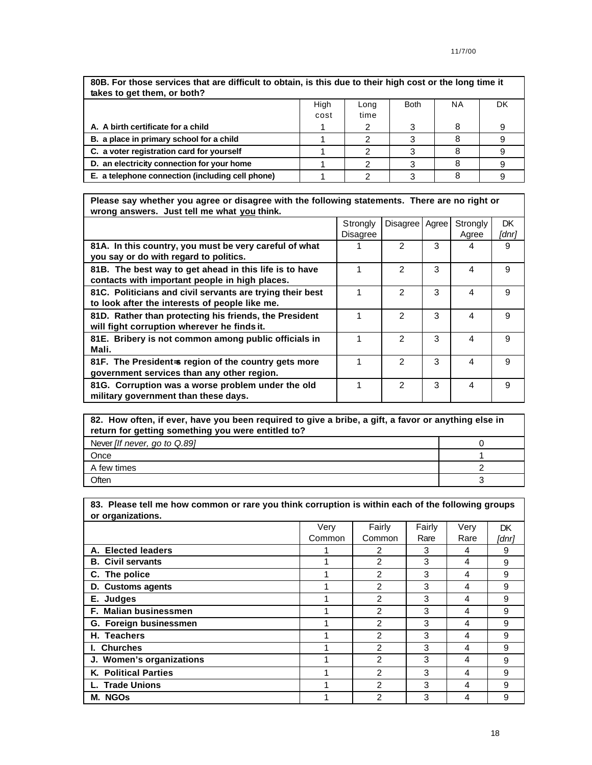| 80B. For those services that are difficult to obtain, is this due to their high cost or the long time it takes to get them, or both? | | | | | |
|---|---|---|---|---|---|
| | High cost | Long time | Both | NA | DK |
| **A. A birth certificate for a child** | 1 | 2 | 3 | 8 | 9 |
| **B. a place in primary school for a child** | 1 | 2 | 3 | 8 | 9 |
| **C. a voter registration card for yourself** | 1 | 2 | 3 | 8 | 9 |
| **D. an electricity connection for your home** | 1 | 2 | 3 | 8 | 9 |
| **E. a telephone connection (including cell phone)** | 1 | 2 | 3 | 8 | 9 |

| Please say whether you agree or disagree with the following statements. There are no right or wrong answers. Just tell me what you think. | | | | | |
|---|---|---|---|---|---|
| | Strongly Disagree | Disagree | Agree | Strongly Agree | DK *[dnr]* |
| **81A. In this country, you must be very careful of what you say or do with regard to politics.** | 1 | 2 | 3 | 4 | 9 |
| **81B. The best way to get ahead in this life is to have contacts with important people in high places.** | 1 | 2 | 3 | 4 | 9 |
| **81C. Politicians and civil servants are trying their best to look after the interests of people like me.** | 1 | 2 | 3 | 4 | 9 |
| **81D. Rather than protecting his friends, the President will fight corruption wherever he finds it.** | 1 | 2 | 3 | 4 | 9 |
| **81E. Bribery is not common among public officials in Mali.** | 1 | 2 | 3 | 4 | 9 |
| **81F. The President=s region of the country gets more government services than any other region.** | 1 | 2 | 3 | 4 | 9 |
| **81G. Corruption was a worse problem under the old military government than these days.** | 1 | 2 | 3 | 4 | 9 |

| 82. How often, if ever, have you been required to give a bribe, a gift, a favor or anything else in return for getting something you were entitled to? | |
|---|---|
| Never *[If never, go to Q.89]* | 0 |
| Once | 1 |
| A few times | 2 |
| Often | 3 |

| 83. Please tell me how common or rare you think corruption is within each of the following groups or organizations. | | | | | |
|---|---|---|---|---|---|
| | Very Common | Fairly Common | Fairly Rare | Very Rare | DK *[dnr]* |
| **A. Elected leaders** | 1 | 2 | 3 | 4 | 9 |
| **B. Civil servants** | 1 | 2 | 3 | 4 | 9 |
| **C. The police** | 1 | 2 | 3 | 4 | 9 |
| **D. Customs agents** | 1 | 2 | 3 | 4 | 9 |
| **E. Judges** | 1 | 2 | 3 | 4 | 9 |
| **F. Malian businessmen** | 1 | 2 | 3 | 4 | 9 |
| **G. Foreign businessmen** | 1 | 2 | 3 | 4 | 9 |
| **H. Teachers** | 1 | 2 | 3 | 4 | 9 |
| **I. Churches** | 1 | 2 | 3 | 4 | 9 |
| **J. Women's organizations** | 1 | 2 | 3 | 4 | 9 |
| **K. Political Parties** | 1 | 2 | 3 | 4 | 9 |
| **L. Trade Unions** | 1 | 2 | 3 | 4 | 9 |
| **M. NGOs** | 1 | 2 | 3 | 4 | 9 |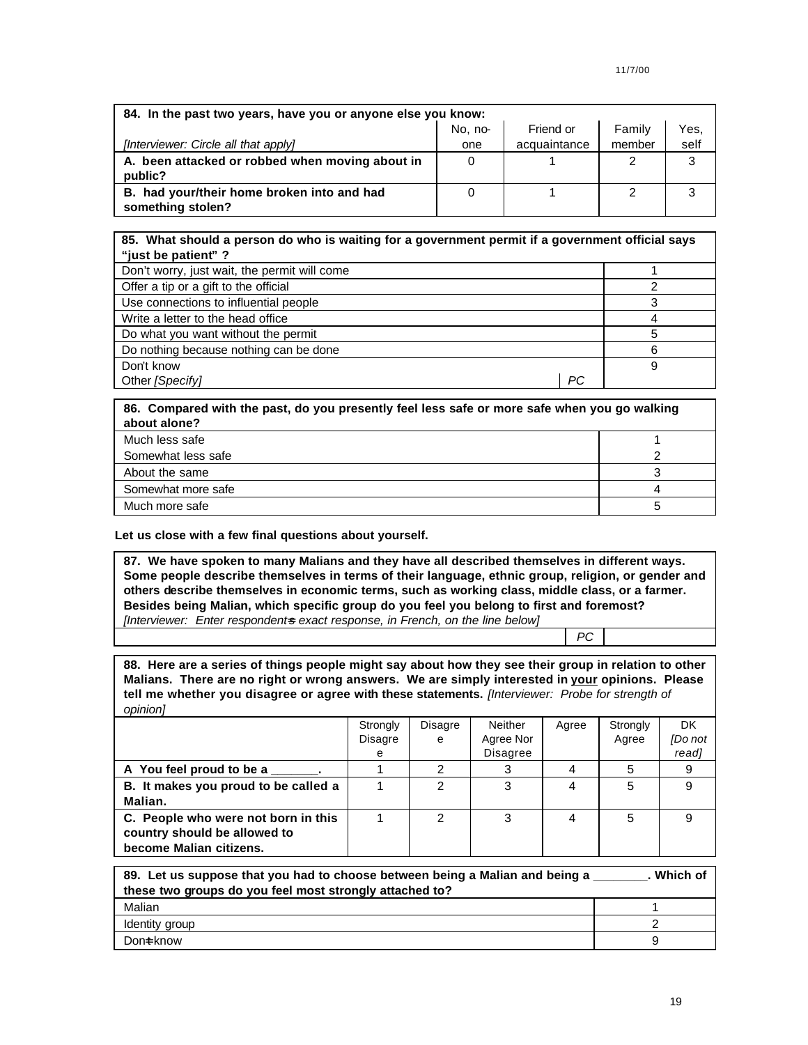| **84. In the past two years, have you or anyone else you know:** | | | | |
|---|---|---|---|---|
| *[Interviewer: Circle all that apply]* | No, no-one | Friend or acquaintance | Family member | Yes, self |
| **A. been attacked or robbed when moving about in public?** | 0 | 1 | 2 | 3 |
| **B. had your/their home broken into and had something stolen?** | 0 | 1 | 2 | 3 |

| **85. What should a person do who is waiting for a government permit if a government official says "just be patient" ?** | | |
|---|---|---|
| Don't worry, just wait, the permit will come | | 1 |
| Offer a tip or a gift to the official | | 2 |
| Use connections to influential people | | 3 |
| Write a letter to the head office | | 4 |
| Do what you want without the permit | | 5 |
| Do nothing because nothing can be done | | 6 |
| Don't know | | 9 |
| Other *[Specify]* | *PC* | |

| **86. Compared with the past, do you presently feel less safe or more safe when you go walking about alone?** | |
|---|---|
| Much less safe | 1 |
| Somewhat less safe | 2 |
| About the same | 3 |
| Somewhat more safe | 4 |
| Much more safe | 5 |

**Let us close with a few final questions about yourself.**

| **87. We have spoken to many Malians and they have all described themselves in different ways. Some people describe themselves in terms of their language, ethnic group, religion, or gender and others describe themselves in economic terms, such as working class, middle class, or a farmer. Besides being Malian, which specific group do you feel you belong to first and foremost?** *[Interviewer: Enter respondent's exact response, in French, on the line below]* | | |
|---|---|---|
| | *PC* | |

**88. Here are a series of things people might say about how they see their group in relation to other Malians. There are no right or wrong answers. We are simply interested in your opinions. Please tell me whether you disagree or agree with these statements.** *[Interviewer: Probe for strength of opinion]*

| | Strongly Disagree | Disagree | Neither Agree Nor Disagree | Agree | Strongly Agree | DK *[Do not read]* |
|---|---|---|---|---|---|---|
| **A You feel proud to be a _______.** | 1 | 2 | 3 | 4 | 5 | 9 |
| **B. It makes you proud to be called a Malian.** | 1 | 2 | 3 | 4 | 5 | 9 |
| **C. People who were not born in this country should be allowed to become Malian citizens.** | 1 | 2 | 3 | 4 | 5 | 9 |

| **89. Let us suppose that you had to choose between being a Malian and being a ________. Which of these two groups do you feel most strongly attached to?** | |
|---|---|
| Malian | 1 |
| Identity group | 2 |
| Don't know | 9 |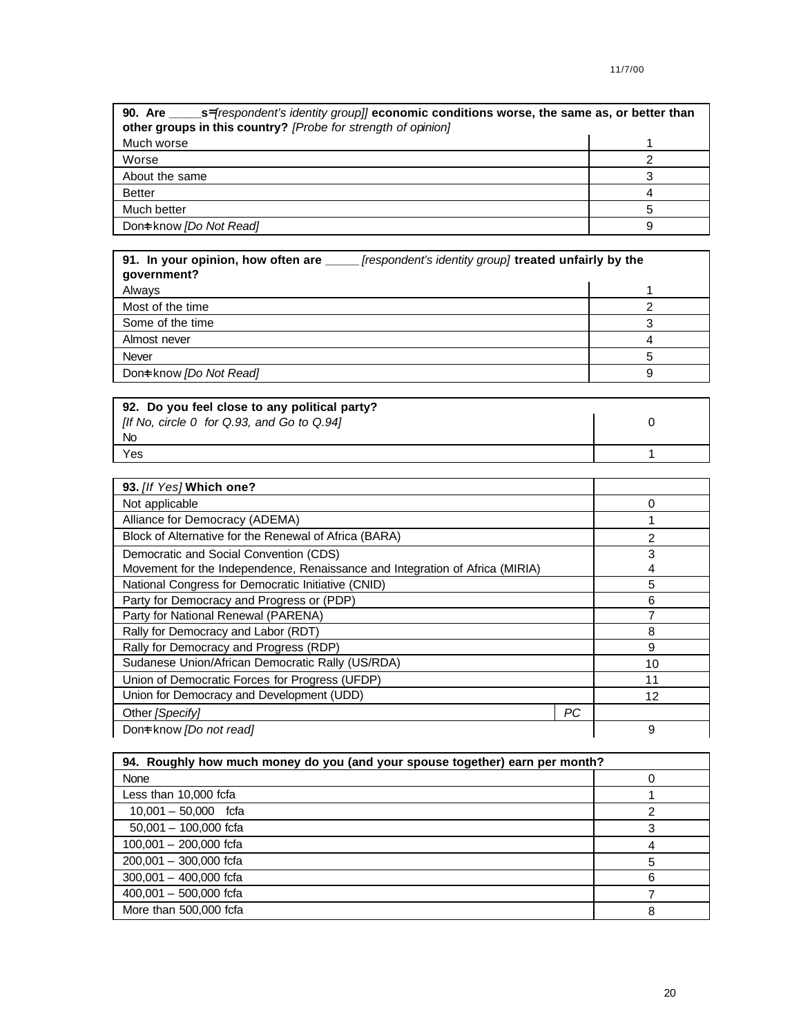| 90. Are _____s=[respondent's identity group]] economic conditions worse, the same as, or better than other groups in this country? [Probe for strength of opinion] | |
|---|---|
| Much worse | 1 |
| Worse | 2 |
| About the same | 3 |
| Better | 4 |
| Much better | 5 |
| Don=t know [Do Not Read] | 9 |

| 91. In your opinion, how often are _____ [respondent's identity group] treated unfairly by the government? | |
|---|---|
| Always | 1 |
| Most of the time | 2 |
| Some of the time | 3 |
| Almost never | 4 |
| Never | 5 |
| Don=t know [Do Not Read] | 9 |

| 92. Do you feel close to any political party? | |
|---|---|
| [If No, circle 0 for Q.93, and Go to Q.94] No | 0 |
| Yes | 1 |

| 93. [If Yes] Which one? | | |
|---|---|---|
| Not applicable | | 0 |
| Alliance for Democracy (ADEMA) | | 1 |
| Block of Alternative for the Renewal of Africa (BARA) | | 2 |
| Democratic and Social Convention (CDS) | | 3 |
| Movement for the Independence, Renaissance and Integration of Africa (MIRIA) | | 4 |
| National Congress for Democratic Initiative (CNID) | | 5 |
| Party for Democracy and Progress or (PDP) | | 6 |
| Party for National Renewal (PARENA) | | 7 |
| Rally for Democracy and Labor (RDT) | | 8 |
| Rally for Democracy and Progress (RDP) | | 9 |
| Sudanese Union/African Democratic Rally (US/RDA) | | 10 |
| Union of Democratic Forces for Progress (UFDP) | | 11 |
| Union for Democracy and Development (UDD) | | 12 |
| Other [Specify] | PC | |
| Don=t know [Do not read] | | 9 |

| 94. Roughly how much money do you (and your spouse together) earn per month? | |
|---|---|
| None | 0 |
| Less than 10,000 fcfa | 1 |
| 10,001 – 50,000 fcfa | 2 |
| 50,001 – 100,000 fcfa | 3 |
| 100,001 – 200,000 fcfa | 4 |
| 200,001 – 300,000 fcfa | 5 |
| 300,001 – 400,000 fcfa | 6 |
| 400,001 – 500,000 fcfa | 7 |
| More than 500,000 fcfa | 8 |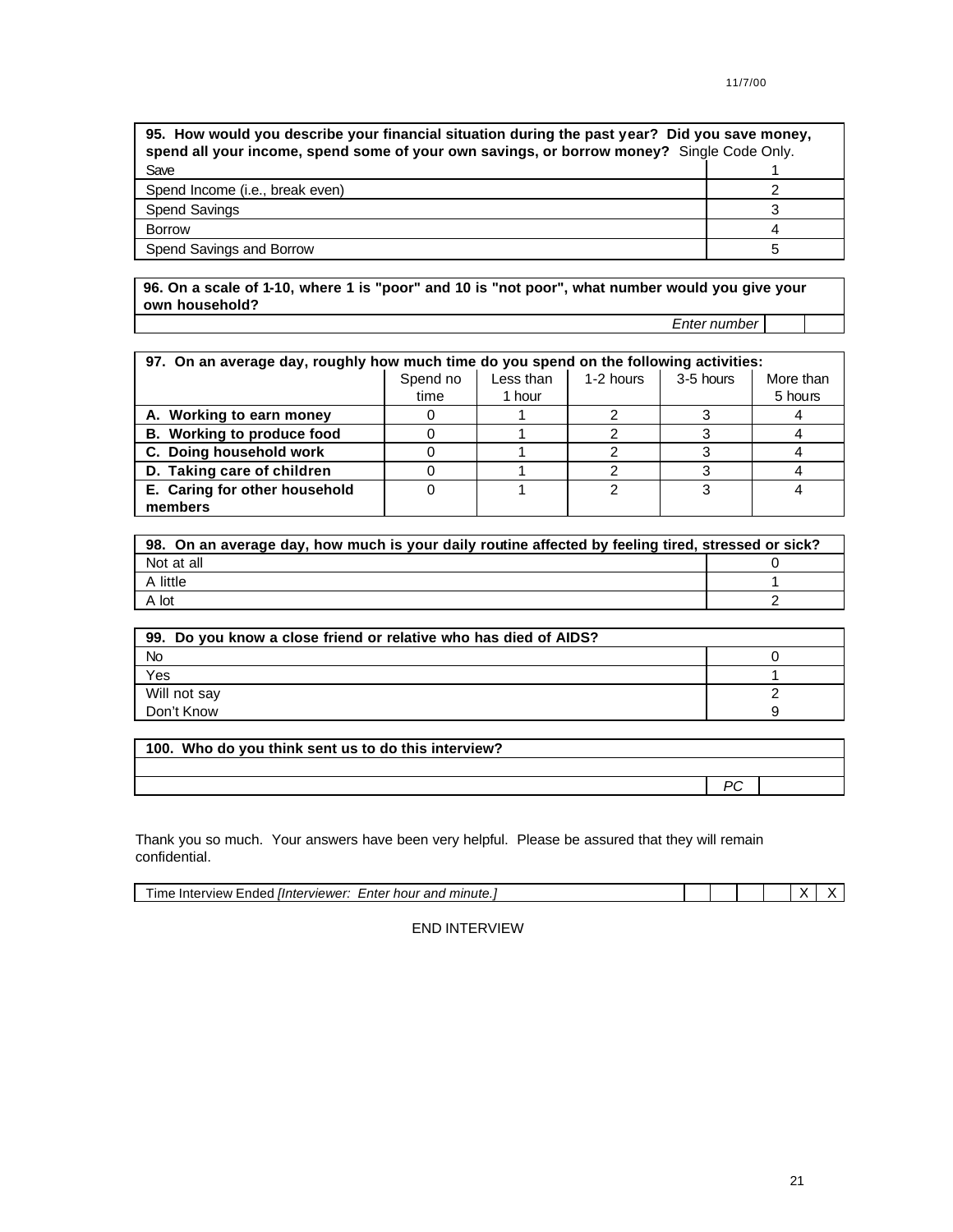11/7/00

| **95. How would you describe your financial situation during the past year? Did you save money, spend all your income, spend some of your own savings, or borrow money?** Single Code Only. | |
|---|---|
| Save | 1 |
| Spend Income (i.e., break even) | 2 |
| Spend Savings | 3 |
| Borrow | 4 |
| Spend Savings and Borrow | 5 |

| **96. On a scale of 1-10, where 1 is "poor" and 10 is "not poor", what number would you give your own household?** | | |
|---|---|---|
| *Enter number* | | |

| **97. On an average day, roughly how much time do you spend on the following activities:** | Spend no time | Less than 1 hour | 1-2 hours | 3-5 hours | More than 5 hours |
|---|---|---|---|---|---|
| **A. Working to earn money** | 0 | 1 | 2 | 3 | 4 |
| **B. Working to produce food** | 0 | 1 | 2 | 3 | 4 |
| **C. Doing household work** | 0 | 1 | 2 | 3 | 4 |
| **D. Taking care of children** | 0 | 1 | 2 | 3 | 4 |
| **E. Caring for other household members** | 0 | 1 | 2 | 3 | 4 |

| **98. On an average day, how much is your daily routine affected by feeling tired, stressed or sick?** | |
|---|---|
| Not at all | 0 |
| A little | 1 |
| A lot | 2 |

| **99. Do you know a close friend or relative who has died of AIDS?** | |
|---|---|
| No | 0 |
| Yes | 1 |
| Will not say | 2 |
| Don't Know | 9 |

| **100. Who do you think sent us to do this interview?** | | |
|---|---|---|
| | | |
| | *PC* | |

Thank you so much. Your answers have been very helpful. Please be assured that they will remain confidential.

| Time Interview Ended *[Interviewer: Enter hour and minute.]* | | | | | X | X |
|---|---|---|---|---|---|---|

END INTERVIEW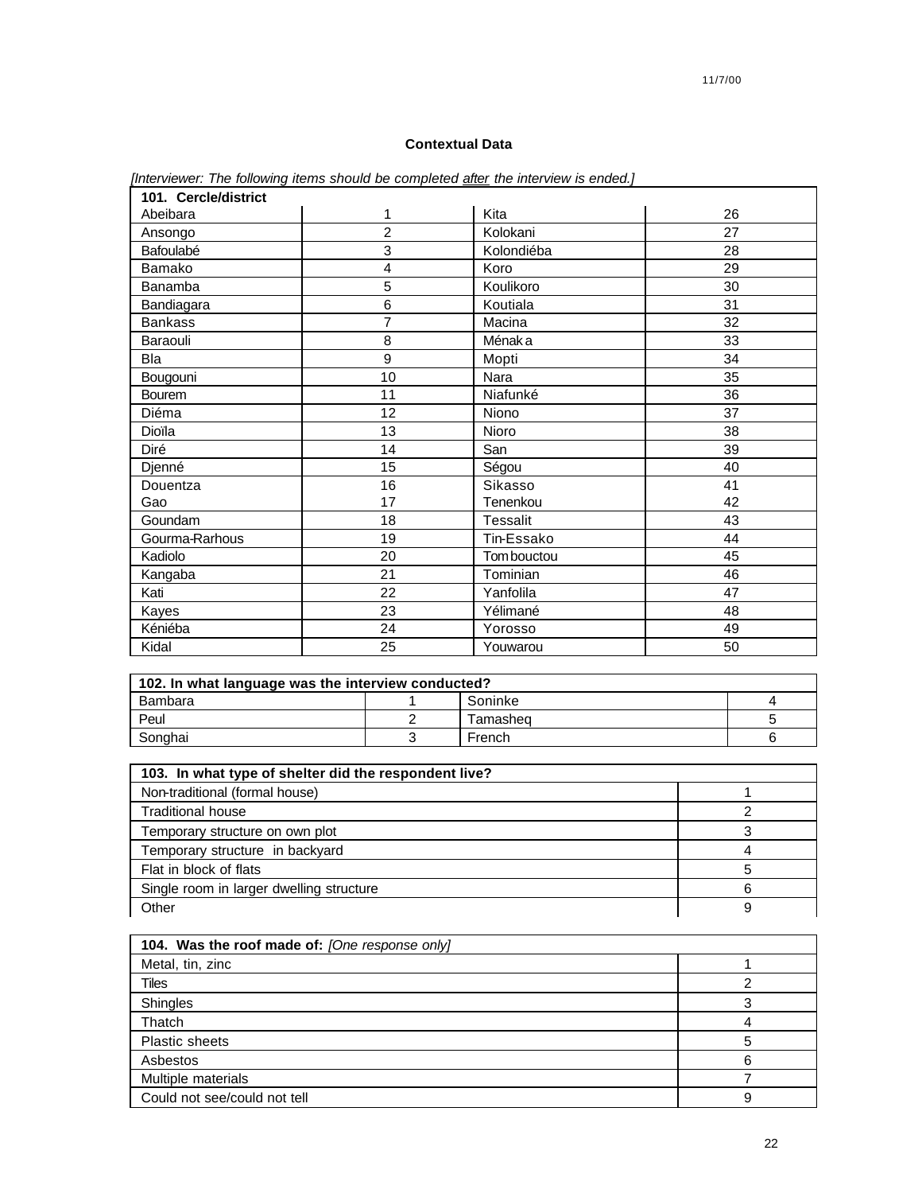### Contextual Data

*[Interviewer: The following items should be completed after the interview is ended.]*

| **101. Cercle/district** | | | |
|---|---|---|---|
| Abeibara | 1 | Kita | 26 |
| Ansongo | 2 | Kolokani | 27 |
| Bafoulabé | 3 | Kolondiéba | 28 |
| Bamako | 4 | Koro | 29 |
| Banamba | 5 | Koulikoro | 30 |
| Bandiagara | 6 | Koutiala | 31 |
| Bankass | 7 | Macina | 32 |
| Baraouli | 8 | Ménaka | 33 |
| Bla | 9 | Mopti | 34 |
| Bougouni | 10 | Nara | 35 |
| Bourem | 11 | Niafunké | 36 |
| Diéma | 12 | Niono | 37 |
| Dioïla | 13 | Nioro | 38 |
| Diré | 14 | San | 39 |
| Djenné | 15 | Ségou | 40 |
| Douentza | 16 | Sikasso | 41 |
| Gao | 17 | Tenenkou | 42 |
| Goundam | 18 | Tessalit | 43 |
| Gourma-Rarhous | 19 | Tin-Essako | 44 |
| Kadiolo | 20 | Tombouctou | 45 |
| Kangaba | 21 | Tominian | 46 |
| Kati | 22 | Yanfolila | 47 |
| Kayes | 23 | Yélimané | 48 |
| Kéniéba | 24 | Yorosso | 49 |
| Kidal | 25 | Youwarou | 50 |

| **102. In what language was the interview conducted?** | | | |
|---|---|---|---|
| Bambara | 1 | Soninke | 4 |
| Peul | 2 | Tamasheq | 5 |
| Songhai | 3 | French | 6 |

| **103. In what type of shelter did the respondent live?** | |
|---|---|
| Non-traditional (formal house) | 1 |
| Traditional house | 2 |
| Temporary structure on own plot | 3 |
| Temporary structure in backyard | 4 |
| Flat in block of flats | 5 |
| Single room in larger dwelling structure | 6 |
| Other | 9 |

| **104. Was the roof made of:** *[One response only]* | |
|---|---|
| Metal, tin, zinc | 1 |
| Tiles | 2 |
| Shingles | 3 |
| Thatch | 4 |
| Plastic sheets | 5 |
| Asbestos | 6 |
| Multiple materials | 7 |
| Could not see/could not tell | 9 |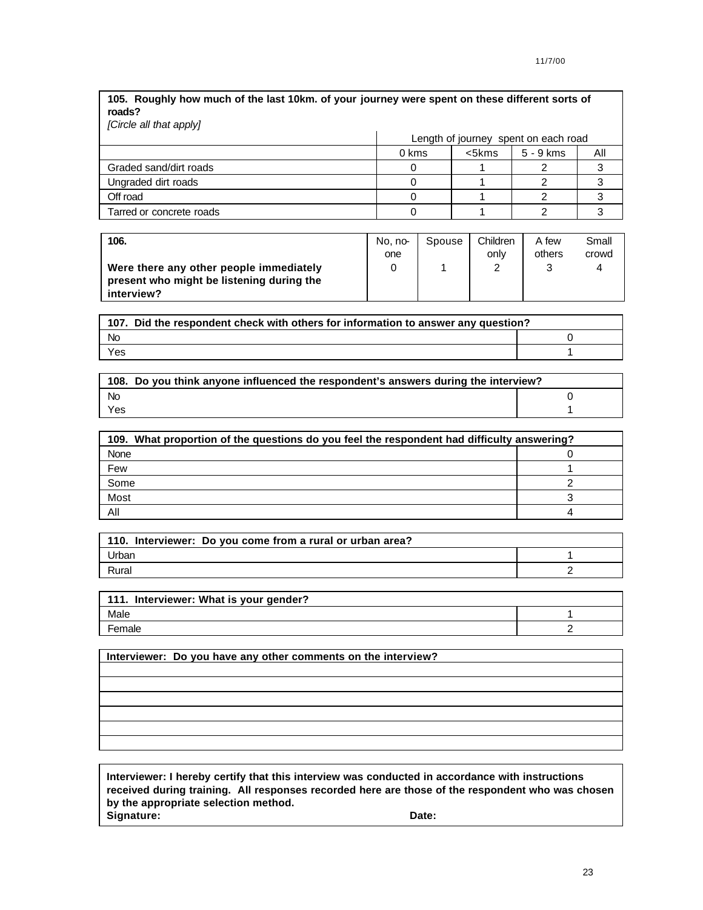11/7/00

**105. Roughly how much of the last 10km. of your journey were spent on these different sorts of roads?**
*[Circle all that apply]*

| | Length of journey spent on each road | | | |
|---|---|---|---|---|
| | 0 kms | <5kms | 5 - 9 kms | All |
| Graded sand/dirt roads | 0 | 1 | 2 | 3 |
| Ungraded dirt roads | 0 | 1 | 2 | 3 |
| Off road | 0 | 1 | 2 | 3 |
| Tarred or concrete roads | 0 | 1 | 2 | 3 |

| **106.** | No, no-one | Spouse | Children only | A few others | Small crowd |
|---|---|---|---|---|---|
| **Were there any other people immediately present who might be listening during the interview?** | 0 | 1 | 2 | 3 | 4 |

| **107. Did the respondent check with others for information to answer any question?** | |
|---|---|
| No | 0 |
| Yes | 1 |

| **108. Do you think anyone influenced the respondent's answers during the interview?** | |
|---|---|
| No | 0 |
| Yes | 1 |

| **109. What proportion of the questions do you feel the respondent had difficulty answering?** | |
|---|---|
| None | 0 |
| Few | 1 |
| Some | 2 |
| Most | 3 |
| All | 4 |

| **110. Interviewer: Do you come from a rural or urban area?** | |
|---|---|
| Urban | 1 |
| Rural | 2 |

| **111. Interviewer: What is your gender?** | |
|---|---|
| Male | 1 |
| Female | 2 |

**Interviewer: Do you have any other comments on the interview?**

**Interviewer: I hereby certify that this interview was conducted in accordance with instructions received during training. All responses recorded here are those of the respondent who was chosen by the appropriate selection method.**
**Signature:** **Date:**